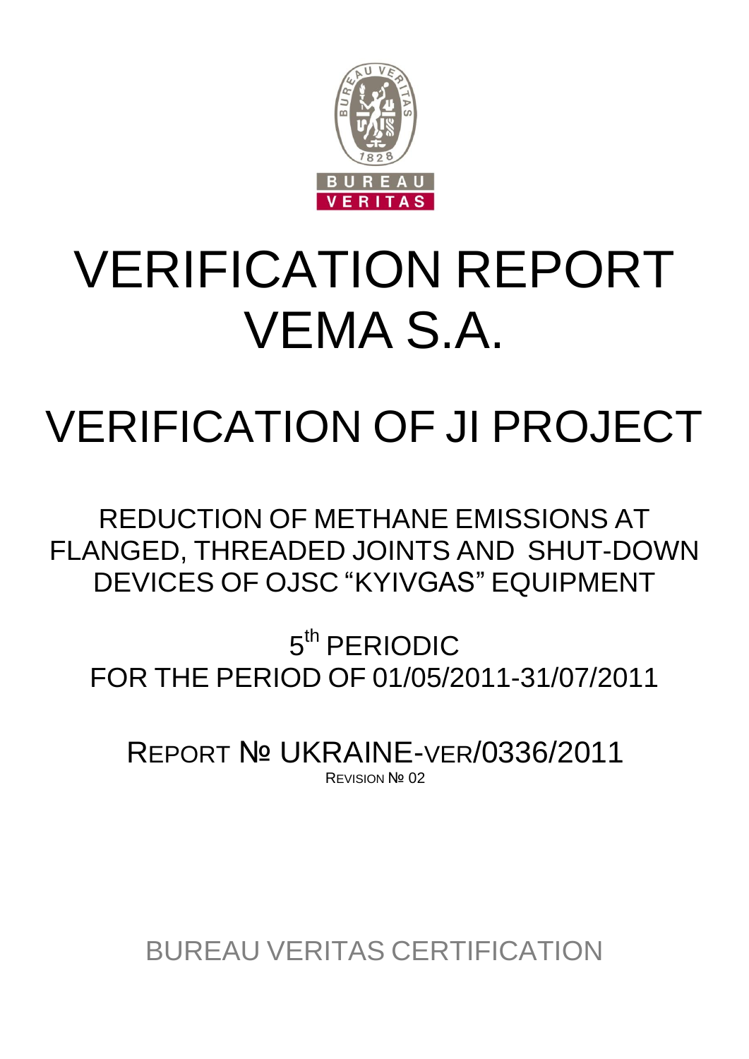# VERIFICATION REPORT VEMA S.A.

# VERIFICATION OF JI PROJECT

## REDUCTION OF METHANE EMISSIONS AT FLANGED, THREADED JOINTS AND SHUT-DOWN DEVICES OF OJSC "KYIVGAS" EQUIPMENT

5th PERIODIC
FOR THE PERIOD OF 01/05/2011-31/07/2011

REPORT № UKRAINE-VER/0336/2011

REVISION № 02

BUREAU VERITAS CERTIFICATION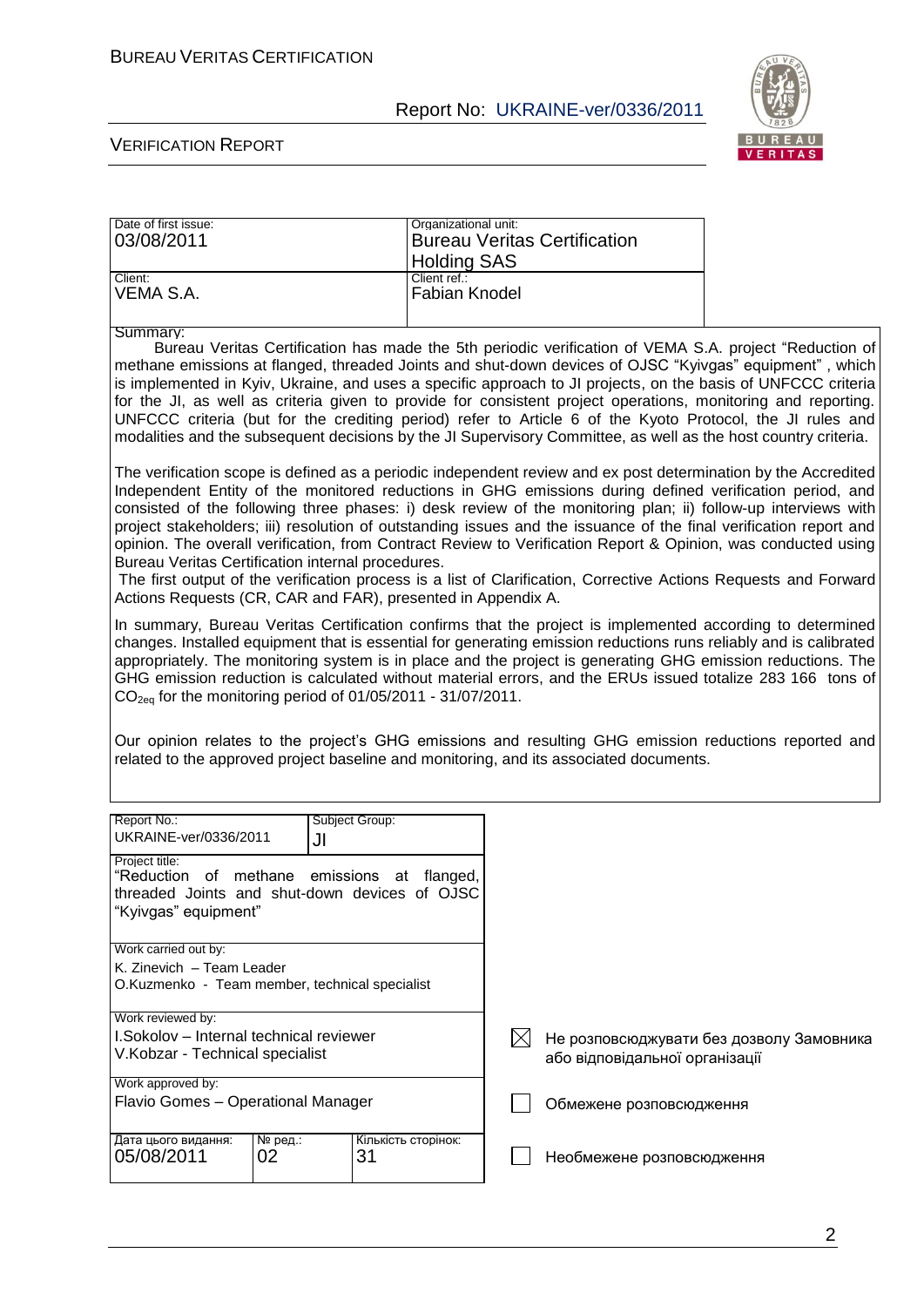| Date of first issue: | Organizational unit: |
| --- | --- |
| 03/08/2011 | Bureau Veritas Certification Holding SAS |
| Client: | Client ref.: |
| VEMA S.A. | Fabian Knodel |

Summary:

Bureau Veritas Certification has made the 5th periodic verification of VEMA S.A. project "Reduction of methane emissions at flanged, threaded Joints and shut-down devices of OJSC "Kyivgas" equipment" , which is implemented in Kyiv, Ukraine, and uses a specific approach to JI projects, on the basis of UNFCCC criteria for the JI, as well as criteria given to provide for consistent project operations, monitoring and reporting. UNFCCC criteria (but for the crediting period) refer to Article 6 of the Kyoto Protocol, the JI rules and modalities and the subsequent decisions by the JI Supervisory Committee, as well as the host country criteria.

The verification scope is defined as a periodic independent review and ex post determination by the Accredited Independent Entity of the monitored reductions in GHG emissions during defined verification period, and consisted of the following three phases: i) desk review of the monitoring plan; ii) follow-up interviews with project stakeholders; iii) resolution of outstanding issues and the issuance of the final verification report and opinion. The overall verification, from Contract Review to Verification Report & Opinion, was conducted using Bureau Veritas Certification internal procedures.

The first output of the verification process is a list of Clarification, Corrective Actions Requests and Forward Actions Requests (CR, CAR and FAR), presented in Appendix A.

In summary, Bureau Veritas Certification confirms that the project is implemented according to determined changes. Installed equipment that is essential for generating emission reductions runs reliably and is calibrated appropriately. The monitoring system is in place and the project is generating GHG emission reductions. The GHG emission reduction is calculated without material errors, and the ERUs issued totalize 283 166 tons of $CO_{2eq}$ for the monitoring period of 01/05/2011 - 31/07/2011.

Our opinion relates to the project's GHG emissions and resulting GHG emission reductions reported and related to the approved project baseline and monitoring, and its associated documents.

| Report No.: | Subject Group: | |
| --- | --- | --- |
| UKRAINE-ver/0336/2011 | JI | |
| Project title: "Reduction of methane emissions at flanged, threaded Joints and shut-down devices of OJSC "Kyivgas" equipment" | | |
| Work carried out by: K. Zinevich – Team Leader; O.Kuzmenko - Team member, technical specialist | | |
| Work reviewed by: I.Sokolov – Internal technical reviewer; V.Kobzar - Technical specialist | | |
| Work approved by: Flavio Gomes – Operational Manager | | |
| Дата цього видання: | № ред.: | Кількість сторінок: |
| 05/08/2011 | 02 | 31 |

☒ Не розповсюджувати без дозволу Замовника або відповідальної організації

☐ Обмежене розповсюдження

☐ Необмежене розповсюдження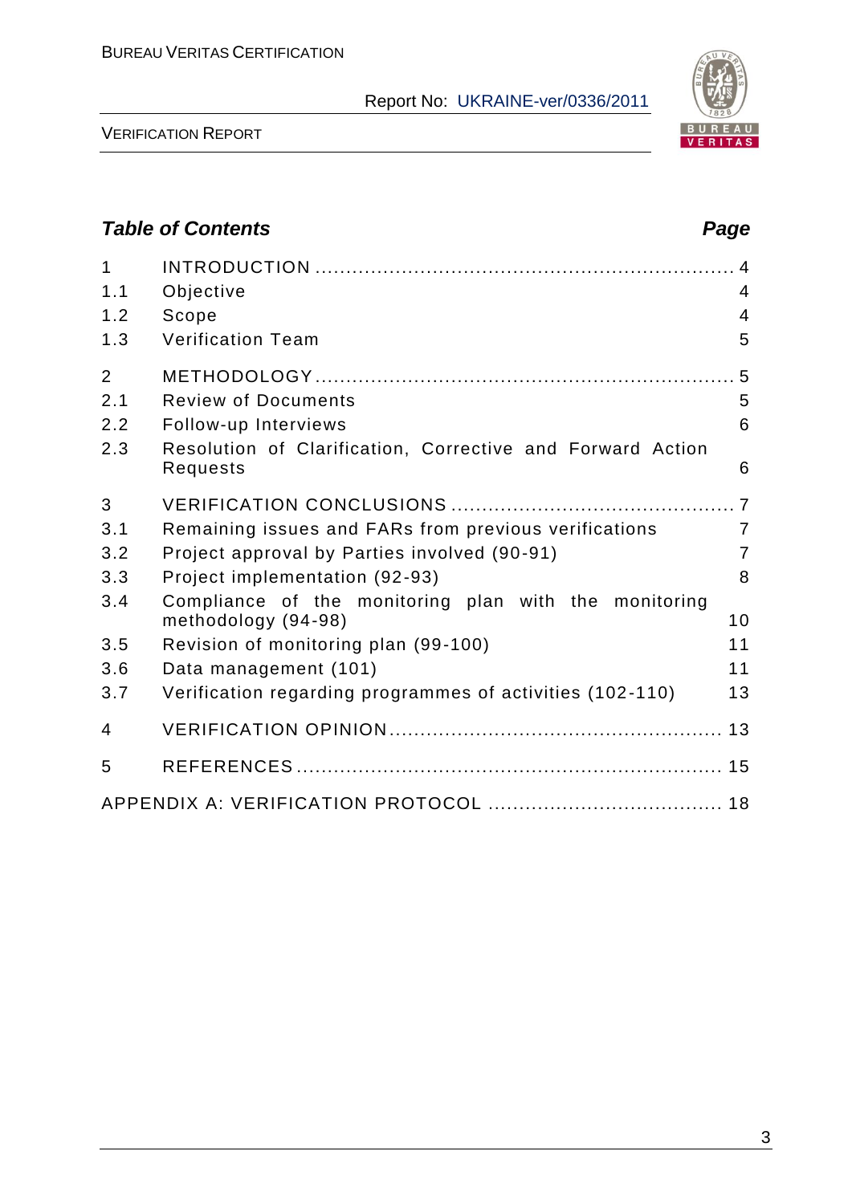## Table of Contents

| | | Page |
|---|---|---|
| 1 | INTRODUCTION | 4 |
| 1.1 | Objective | 4 |
| 1.2 | Scope | 4 |
| 1.3 | Verification Team | 5 |
| 2 | METHODOLOGY | 5 |
| 2.1 | Review of Documents | 5 |
| 2.2 | Follow-up Interviews | 6 |
| 2.3 | Resolution of Clarification, Corrective and Forward Action Requests | 6 |
| 3 | VERIFICATION CONCLUSIONS | 7 |
| 3.1 | Remaining issues and FARs from previous verifications | 7 |
| 3.2 | Project approval by Parties involved (90-91) | 7 |
| 3.3 | Project implementation (92-93) | 8 |
| 3.4 | Compliance of the monitoring plan with the monitoring methodology (94-98) | 10 |
| 3.5 | Revision of monitoring plan (99-100) | 11 |
| 3.6 | Data management (101) | 11 |
| 3.7 | Verification regarding programmes of activities (102-110) | 13 |
| 4 | VERIFICATION OPINION | 13 |
| 5 | REFERENCES | 15 |
| | APPENDIX A: VERIFICATION PROTOCOL | 18 |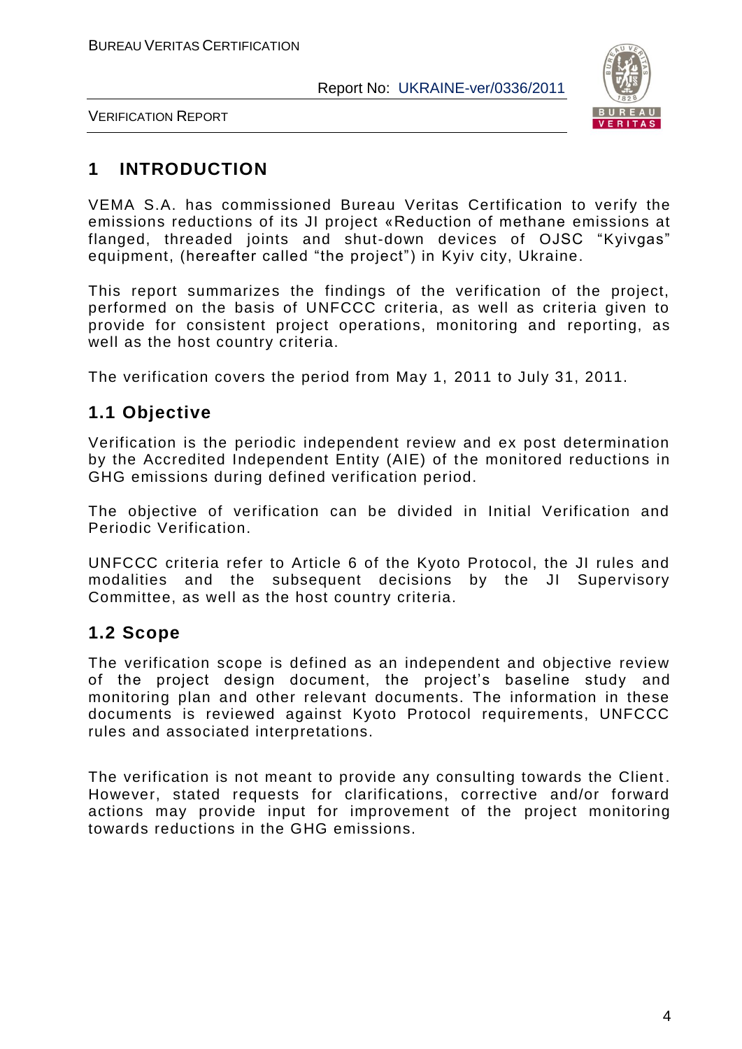# 1 INTRODUCTION

VEMA S.A. has commissioned Bureau Veritas Certification to verify the emissions reductions of its JI project «Reduction of methane emissions at flanged, threaded joints and shut-down devices of OJSC "Kyivgas" equipment, (hereafter called "the project") in Kyiv city, Ukraine.

This report summarizes the findings of the verification of the project, performed on the basis of UNFCCC criteria, as well as criteria given to provide for consistent project operations, monitoring and reporting, as well as the host country criteria.

The verification covers the period from May 1, 2011 to July 31, 2011.

## 1.1 Objective

Verification is the periodic independent review and ex post determination by the Accredited Independent Entity (AIE) of the monitored reductions in GHG emissions during defined verification period.

The objective of verification can be divided in Initial Verification and Periodic Verification.

UNFCCC criteria refer to Article 6 of the Kyoto Protocol, the JI rules and modalities and the subsequent decisions by the JI Supervisory Committee, as well as the host country criteria.

## 1.2 Scope

The verification scope is defined as an independent and objective review of the project design document, the project's baseline study and monitoring plan and other relevant documents. The information in these documents is reviewed against Kyoto Protocol requirements, UNFCCC rules and associated interpretations.

The verification is not meant to provide any consulting towards the Client. However, stated requests for clarifications, corrective and/or forward actions may provide input for improvement of the project monitoring towards reductions in the GHG emissions.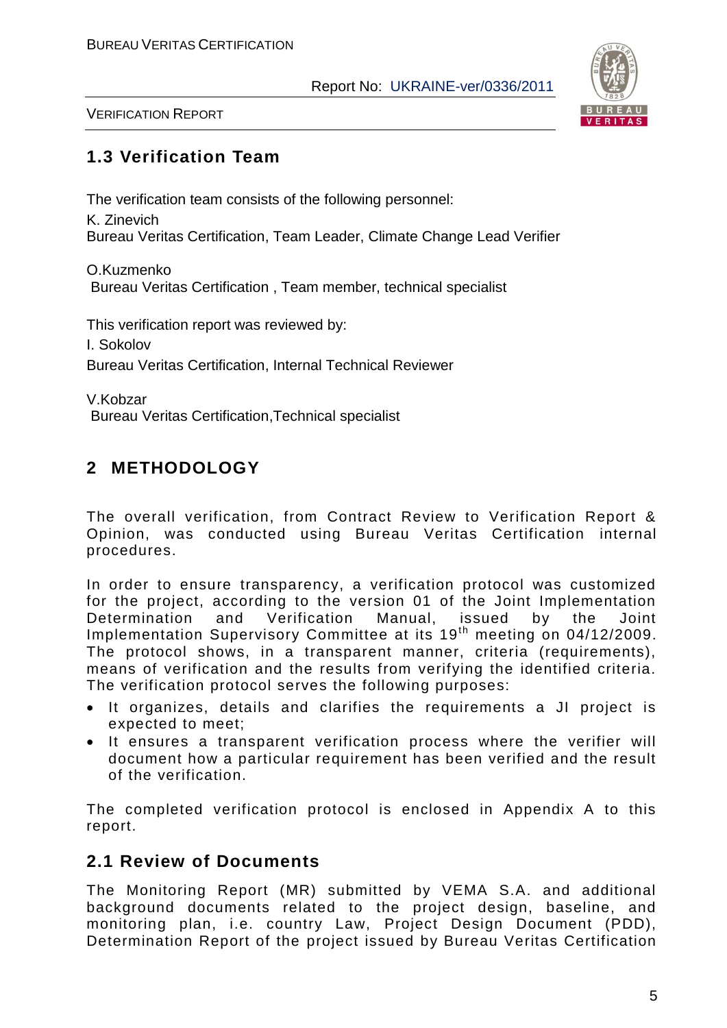## 1.3 Verification Team

The verification team consists of the following personnel:

K. Zinevich
Bureau Veritas Certification, Team Leader, Climate Change Lead Verifier

O.Kuzmenko
Bureau Veritas Certification , Team member, technical specialist

This verification report was reviewed by:

I. Sokolov
Bureau Veritas Certification, Internal Technical Reviewer

V.Kobzar
Bureau Veritas Certification,Technical specialist

# 2 METHODOLOGY

The overall verification, from Contract Review to Verification Report & Opinion, was conducted using Bureau Veritas Certification internal procedures.

In order to ensure transparency, a verification protocol was customized for the project, according to the version 01 of the Joint Implementation Determination and Verification Manual, issued by the Joint Implementation Supervisory Committee at its 19th meeting on 04/12/2009. The protocol shows, in a transparent manner, criteria (requirements), means of verification and the results from verifying the identified criteria. The verification protocol serves the following purposes:

- It organizes, details and clarifies the requirements a JI project is expected to meet;
- It ensures a transparent verification process where the verifier will document how a particular requirement has been verified and the result of the verification.

The completed verification protocol is enclosed in Appendix A to this report.

## 2.1 Review of Documents

The Monitoring Report (MR) submitted by VEMA S.A. and additional background documents related to the project design, baseline, and monitoring plan, i.e. country Law, Project Design Document (PDD), Determination Report of the project issued by Bureau Veritas Certification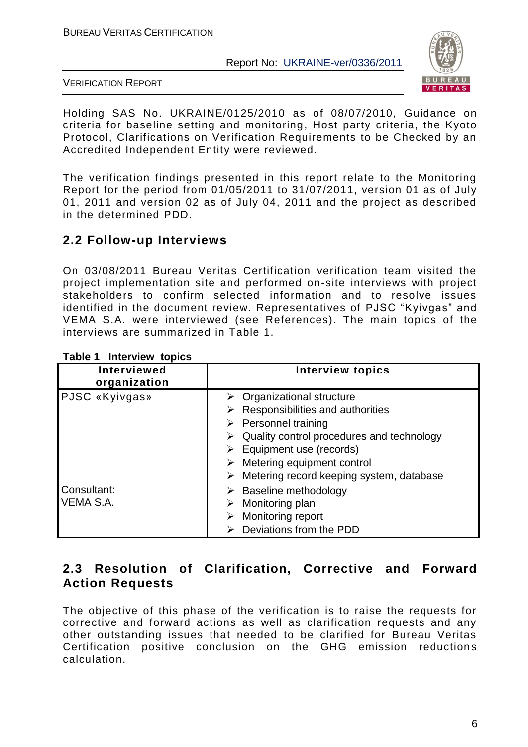Holding SAS No. UKRAINE/0125/2010 as of 08/07/2010, Guidance on criteria for baseline setting and monitoring, Host party criteria, the Kyoto Protocol, Clarifications on Verification Requirements to be Checked by an Accredited Independent Entity were reviewed.

The verification findings presented in this report relate to the Monitoring Report for the period from 01/05/2011 to 31/07/2011, version 01 as of July 01, 2011 and version 02 as of July 04, 2011 and the project as described in the determined PDD.

## 2.2 Follow-up Interviews

On 03/08/2011 Bureau Veritas Certification verification team visited the project implementation site and performed on-site interviews with project stakeholders to confirm selected information and to resolve issues identified in the document review. Representatives of PJSC "Kyivgas" and VEMA S.A. were interviewed (see References). The main topics of the interviews are summarized in Table 1.

**Table 1 Interview topics**

| Interviewed organization | Interview topics |
|---|---|
| PJSC «Kyivgas» | ➢ Organizational structure<br>➢ Responsibilities and authorities<br>➢ Personnel training<br>➢ Quality control procedures and technology<br>➢ Equipment use (records)<br>➢ Metering equipment control<br>➢ Metering record keeping system, database |
| Consultant: VEMA S.A. | ➢ Baseline methodology<br>➢ Monitoring plan<br>➢ Monitoring report<br>➢ Deviations from the PDD |

## 2.3 Resolution of Clarification, Corrective and Forward Action Requests

The objective of this phase of the verification is to raise the requests for corrective and forward actions as well as clarification requests and any other outstanding issues that needed to be clarified for Bureau Veritas Certification positive conclusion on the GHG emission reductions calculation.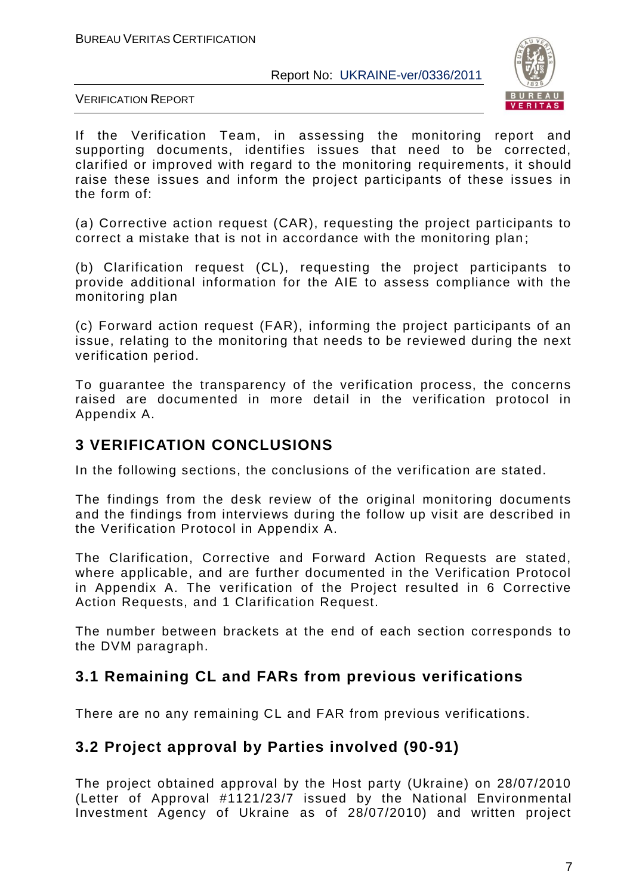If the Verification Team, in assessing the monitoring report and supporting documents, identifies issues that need to be corrected, clarified or improved with regard to the monitoring requirements, it should raise these issues and inform the project participants of these issues in the form of:

(a) Corrective action request (CAR), requesting the project participants to correct a mistake that is not in accordance with the monitoring plan;

(b) Clarification request (CL), requesting the project participants to provide additional information for the AIE to assess compliance with the monitoring plan

(c) Forward action request (FAR), informing the project participants of an issue, relating to the monitoring that needs to be reviewed during the next verification period.

To guarantee the transparency of the verification process, the concerns raised are documented in more detail in the verification protocol in Appendix A.

## 3 VERIFICATION CONCLUSIONS

In the following sections, the conclusions of the verification are stated.

The findings from the desk review of the original monitoring documents and the findings from interviews during the follow up visit are described in the Verification Protocol in Appendix A.

The Clarification, Corrective and Forward Action Requests are stated, where applicable, and are further documented in the Verification Protocol in Appendix A. The verification of the Project resulted in 6 Corrective Action Requests, and 1 Clarification Request.

The number between brackets at the end of each section corresponds to the DVM paragraph.

### 3.1 Remaining CL and FARs from previous verifications

There are no any remaining CL and FAR from previous verifications.

### 3.2 Project approval by Parties involved (90-91)

The project obtained approval by the Host party (Ukraine) on 28/07/2010 (Letter of Approval #1121/23/7 issued by the National Environmental Investment Agency of Ukraine as of 28/07/2010) and written project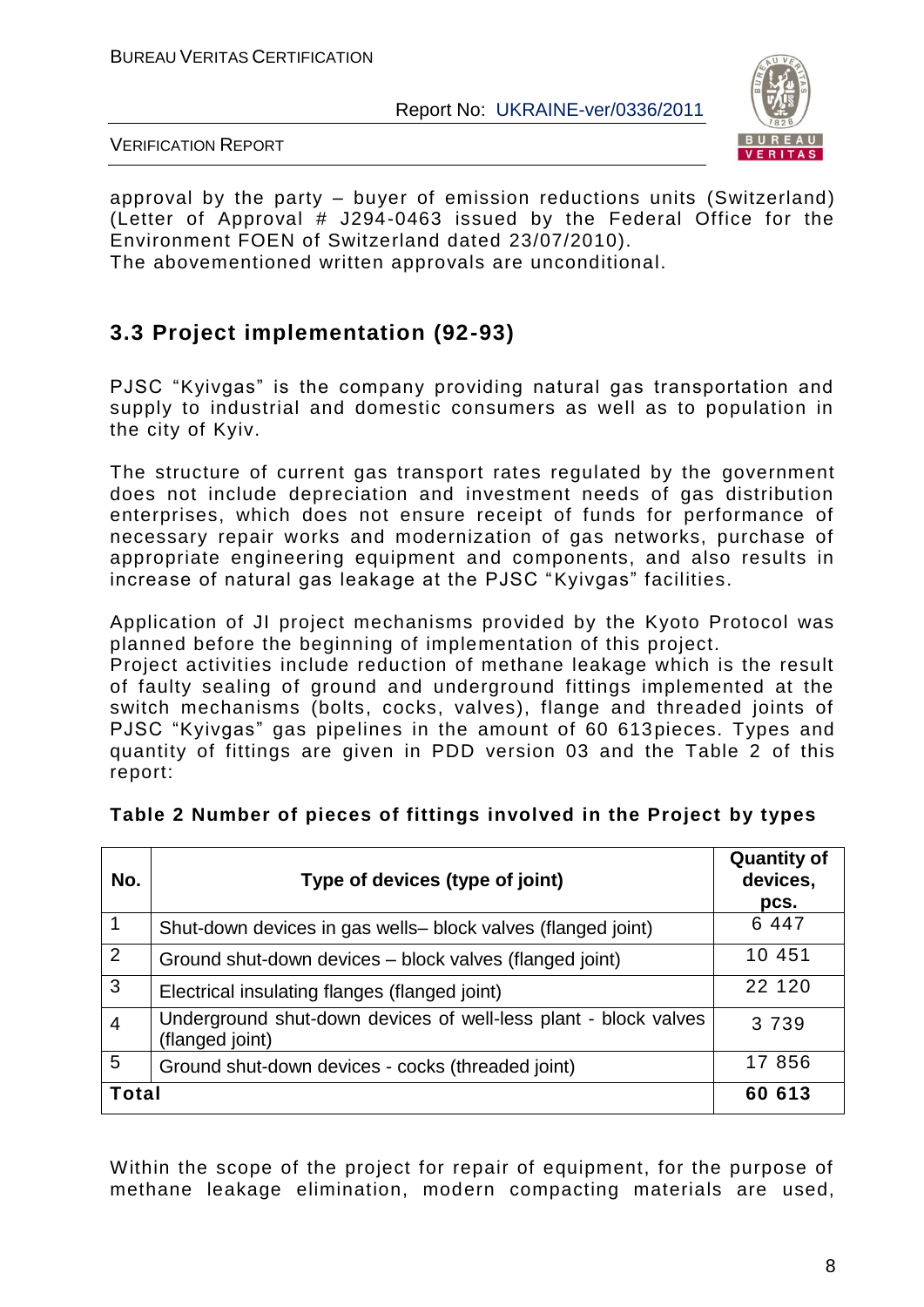approval by the party – buyer of emission reductions units (Switzerland) (Letter of Approval # J294-0463 issued by the Federal Office for the Environment FOEN of Switzerland dated 23/07/2010).
The abovementioned written approvals are unconditional.

### 3.3 Project implementation (92-93)

PJSC "Kyivgas" is the company providing natural gas transportation and supply to industrial and domestic consumers as well as to population in the city of Kyiv.

The structure of current gas transport rates regulated by the government does not include depreciation and investment needs of gas distribution enterprises, which does not ensure receipt of funds for performance of necessary repair works and modernization of gas networks, purchase of appropriate engineering equipment and components, and also results in increase of natural gas leakage at the PJSC "Kyivgas" facilities.

Application of JI project mechanisms provided by the Kyoto Protocol was planned before the beginning of implementation of this project.
Project activities include reduction of methane leakage which is the result of faulty sealing of ground and underground fittings implemented at the switch mechanisms (bolts, cocks, valves), flange and threaded joints of PJSC "Kyivgas" gas pipelines in the amount of 60 613pieces. Types and quantity of fittings are given in PDD version 03 and the Table 2 of this report:

**Table 2 Number of pieces of fittings involved in the Project by types**

| No. | Type of devices (type of joint) | Quantity of devices, pcs. |
|---|---|---|
| 1 | Shut-down devices in gas wells– block valves (flanged joint) | 6 447 |
| 2 | Ground shut-down devices – block valves (flanged joint) | 10 451 |
| 3 | Electrical insulating flanges (flanged joint) | 22 120 |
| 4 | Underground shut-down devices of well-less plant - block valves (flanged joint) | 3 739 |
| 5 | Ground shut-down devices - cocks (threaded joint) | 17 856 |
| **Total** | | **60 613** |

Within the scope of the project for repair of equipment, for the purpose of methane leakage elimination, modern compacting materials are used,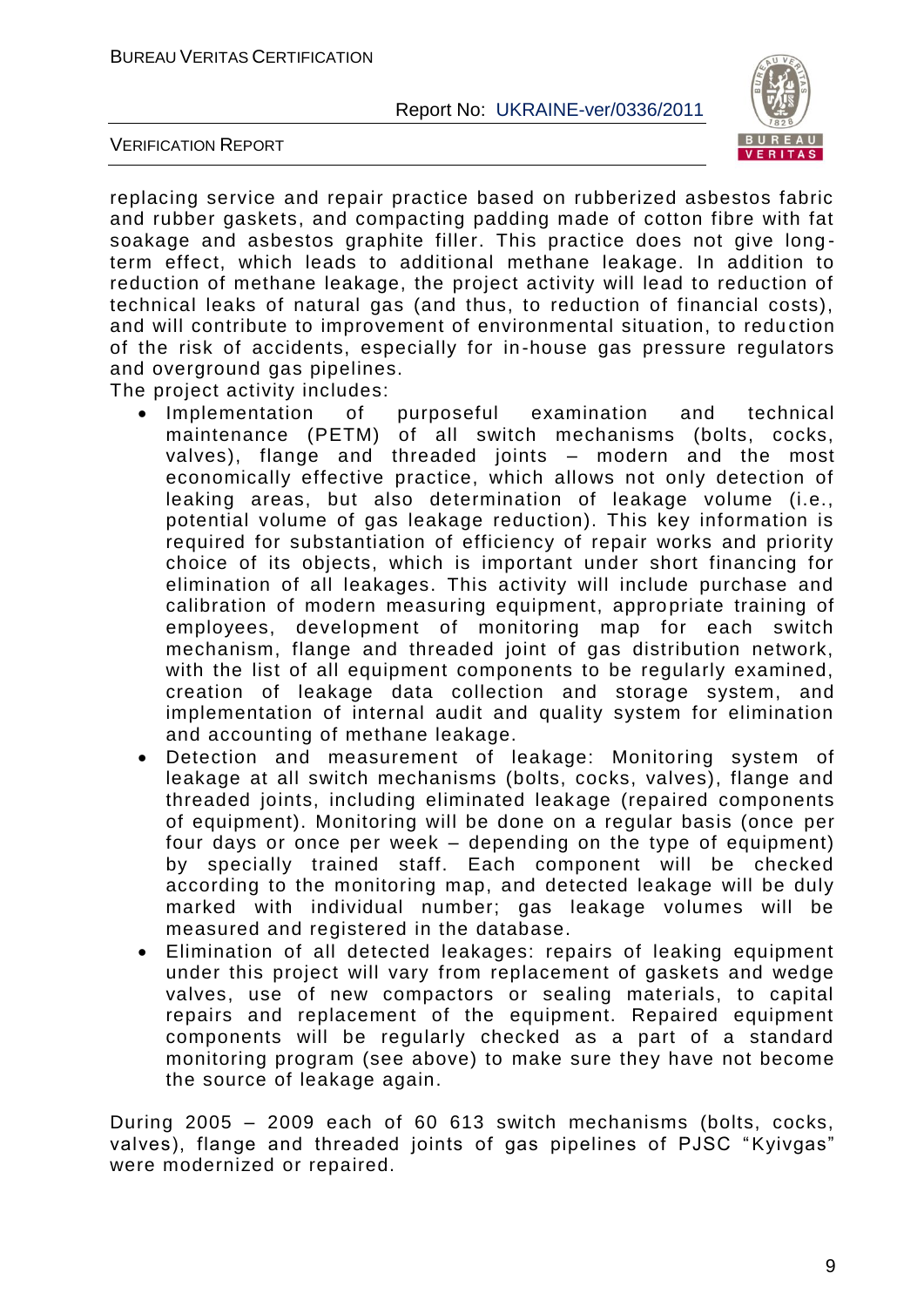replacing service and repair practice based on rubberized asbestos fabric and rubber gaskets, and compacting padding made of cotton fibre with fat soakage and asbestos graphite filler. This practice does not give long-term effect, which leads to additional methane leakage. In addition to reduction of methane leakage, the project activity will lead to reduction of technical leaks of natural gas (and thus, to reduction of financial costs), and will contribute to improvement of environmental situation, to reduction of the risk of accidents, especially for in-house gas pressure regulators and overground gas pipelines.

The project activity includes:

- Implementation of purposeful examination and technical maintenance (PETM) of all switch mechanisms (bolts, cocks, valves), flange and threaded joints – modern and the most economically effective practice, which allows not only detection of leaking areas, but also determination of leakage volume (i.e., potential volume of gas leakage reduction). This key information is required for substantiation of efficiency of repair works and priority choice of its objects, which is important under short financing for elimination of all leakages. This activity will include purchase and calibration of modern measuring equipment, appropriate training of employees, development of monitoring map for each switch mechanism, flange and threaded joint of gas distribution network, with the list of all equipment components to be regularly examined, creation of leakage data collection and storage system, and implementation of internal audit and quality system for elimination and accounting of methane leakage.
- Detection and measurement of leakage: Monitoring system of leakage at all switch mechanisms (bolts, cocks, valves), flange and threaded joints, including eliminated leakage (repaired components of equipment). Monitoring will be done on a regular basis (once per four days or once per week – depending on the type of equipment) by specially trained staff. Each component will be checked according to the monitoring map, and detected leakage will be duly marked with individual number; gas leakage volumes will be measured and registered in the database.
- Elimination of all detected leakages: repairs of leaking equipment under this project will vary from replacement of gaskets and wedge valves, use of new compactors or sealing materials, to capital repairs and replacement of the equipment. Repaired equipment components will be regularly checked as a part of a standard monitoring program (see above) to make sure they have not become the source of leakage again.

During 2005 – 2009 each of 60 613 switch mechanisms (bolts, cocks, valves), flange and threaded joints of gas pipelines of PJSC "Kyivgas" were modernized or repaired.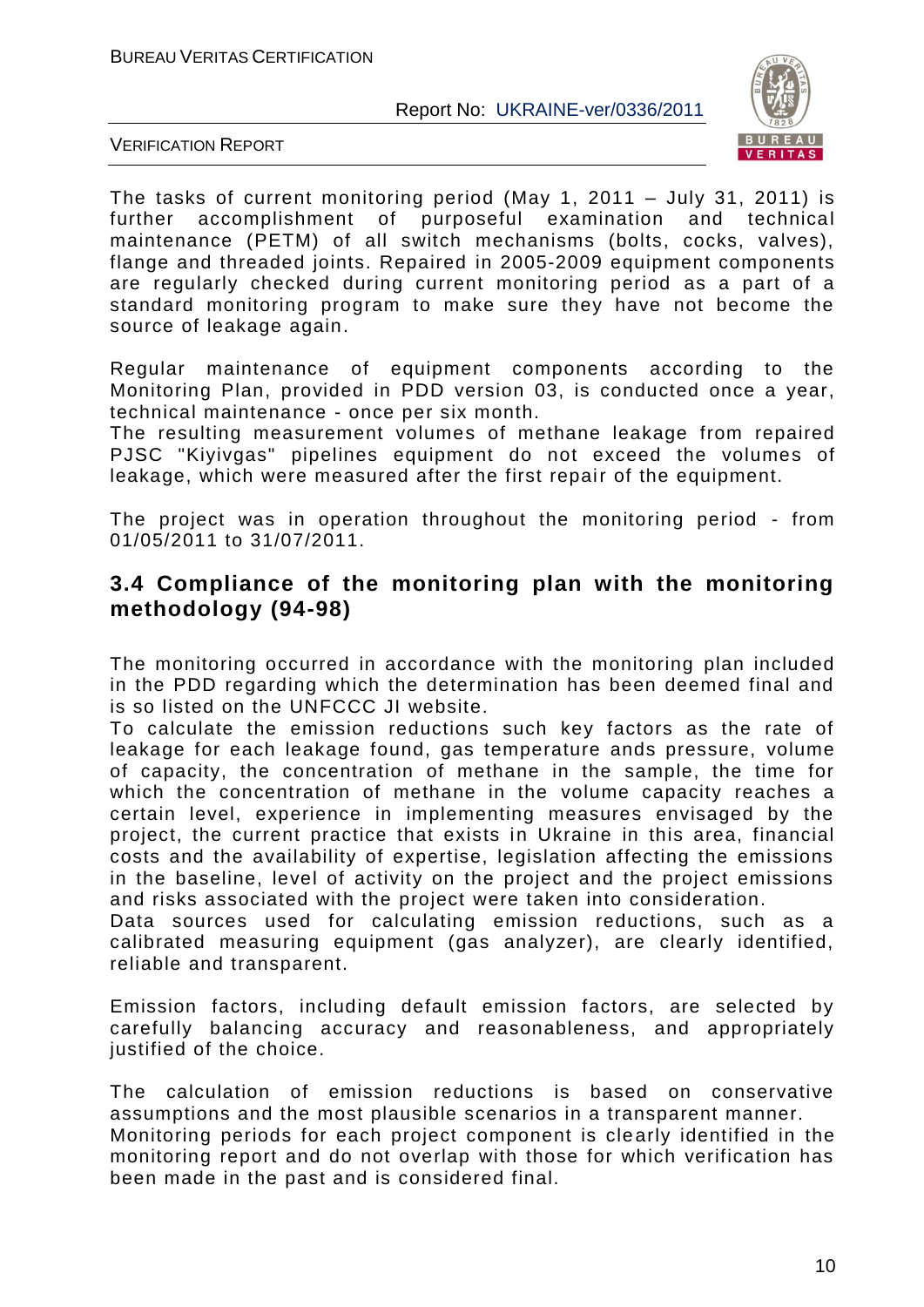The tasks of current monitoring period (May 1, 2011 – July 31, 2011) is further accomplishment of purposeful examination and technical maintenance (PETM) of all switch mechanisms (bolts, cocks, valves), flange and threaded joints. Repaired in 2005-2009 equipment components are regularly checked during current monitoring period as a part of a standard monitoring program to make sure they have not become the source of leakage again.

Regular maintenance of equipment components according to the Monitoring Plan, provided in PDD version 03, is conducted once a year, technical maintenance - once per six month.
The resulting measurement volumes of methane leakage from repaired PJSC "Kiyivgas" pipelines equipment do not exceed the volumes of leakage, which were measured after the first repair of the equipment.

The project was in operation throughout the monitoring period - from 01/05/2011 to 31/07/2011.

## 3.4 Compliance of the monitoring plan with the monitoring methodology (94-98)

The monitoring occurred in accordance with the monitoring plan included in the PDD regarding which the determination has been deemed final and is so listed on the UNFCCC JI website.
To calculate the emission reductions such key factors as the rate of leakage for each leakage found, gas temperature ands pressure, volume of capacity, the concentration of methane in the sample, the time for which the concentration of methane in the volume capacity reaches a certain level, experience in implementing measures envisaged by the project, the current practice that exists in Ukraine in this area, financial costs and the availability of expertise, legislation affecting the emissions in the baseline, level of activity on the project and the project emissions and risks associated with the project were taken into consideration.
Data sources used for calculating emission reductions, such as a calibrated measuring equipment (gas analyzer), are clearly identified, reliable and transparent.

Emission factors, including default emission factors, are selected by carefully balancing accuracy and reasonableness, and appropriately justified of the choice.

The calculation of emission reductions is based on conservative assumptions and the most plausible scenarios in a transparent manner.
Monitoring periods for each project component is clearly identified in the monitoring report and do not overlap with those for which verification has been made in the past and is considered final.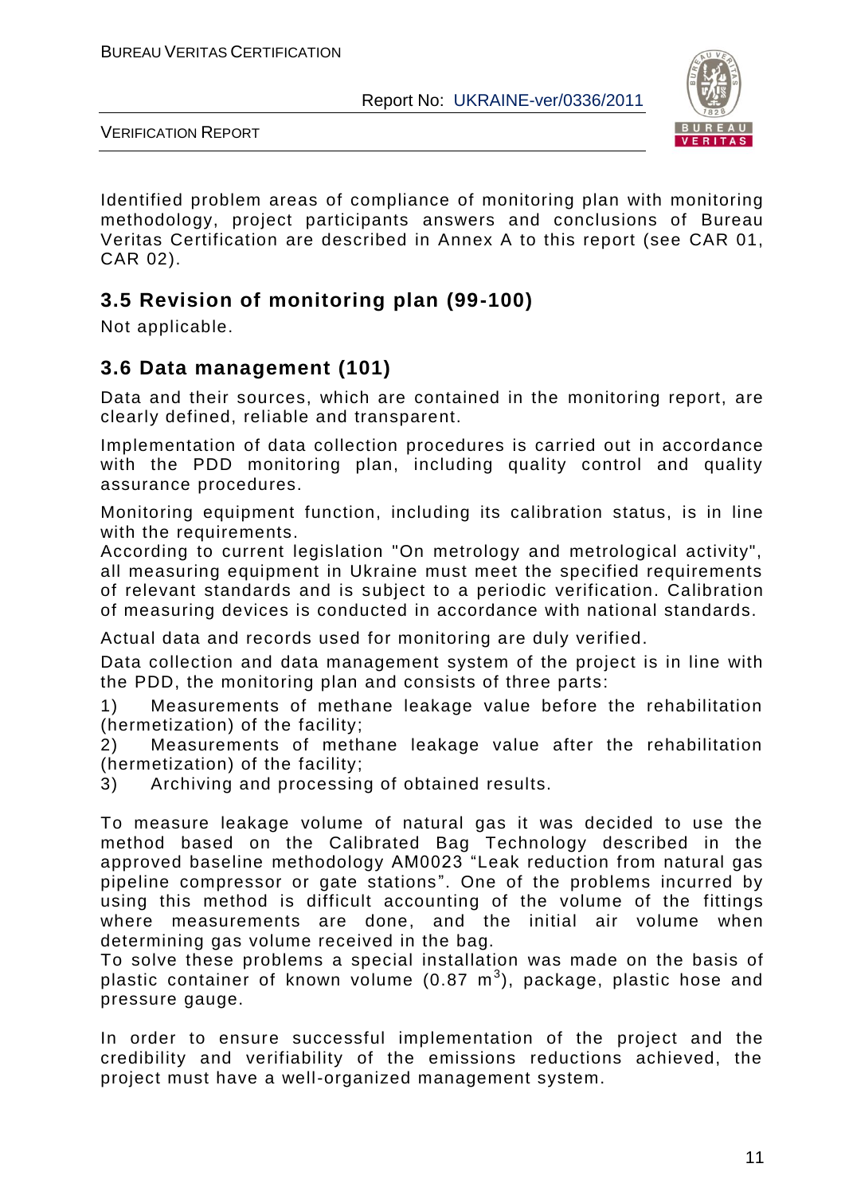Identified problem areas of compliance of monitoring plan with monitoring methodology, project participants answers and conclusions of Bureau Veritas Certification are described in Annex A to this report (see CAR 01, CAR 02).

## 3.5 Revision of monitoring plan (99-100)

Not applicable.

## 3.6 Data management (101)

Data and their sources, which are contained in the monitoring report, are clearly defined, reliable and transparent.

Implementation of data collection procedures is carried out in accordance with the PDD monitoring plan, including quality control and quality assurance procedures.

Monitoring equipment function, including its calibration status, is in line with the requirements.
According to current legislation "On metrology and metrological activity", all measuring equipment in Ukraine must meet the specified requirements of relevant standards and is subject to a periodic verification. Calibration of measuring devices is conducted in accordance with national standards.

Actual data and records used for monitoring are duly verified.

Data collection and data management system of the project is in line with the PDD, the monitoring plan and consists of three parts:

1) Measurements of methane leakage value before the rehabilitation (hermetization) of the facility;
2) Measurements of methane leakage value after the rehabilitation (hermetization) of the facility;
3) Archiving and processing of obtained results.

To measure leakage volume of natural gas it was decided to use the method based on the Calibrated Bag Technology described in the approved baseline methodology AM0023 "Leak reduction from natural gas pipeline compressor or gate stations". One of the problems incurred by using this method is difficult accounting of the volume of the fittings where measurements are done, and the initial air volume when determining gas volume received in the bag.
To solve these problems a special installation was made on the basis of plastic container of known volume (0.87 $m^3$), package, plastic hose and pressure gauge.

In order to ensure successful implementation of the project and the credibility and verifiability of the emissions reductions achieved, the project must have a well-organized management system.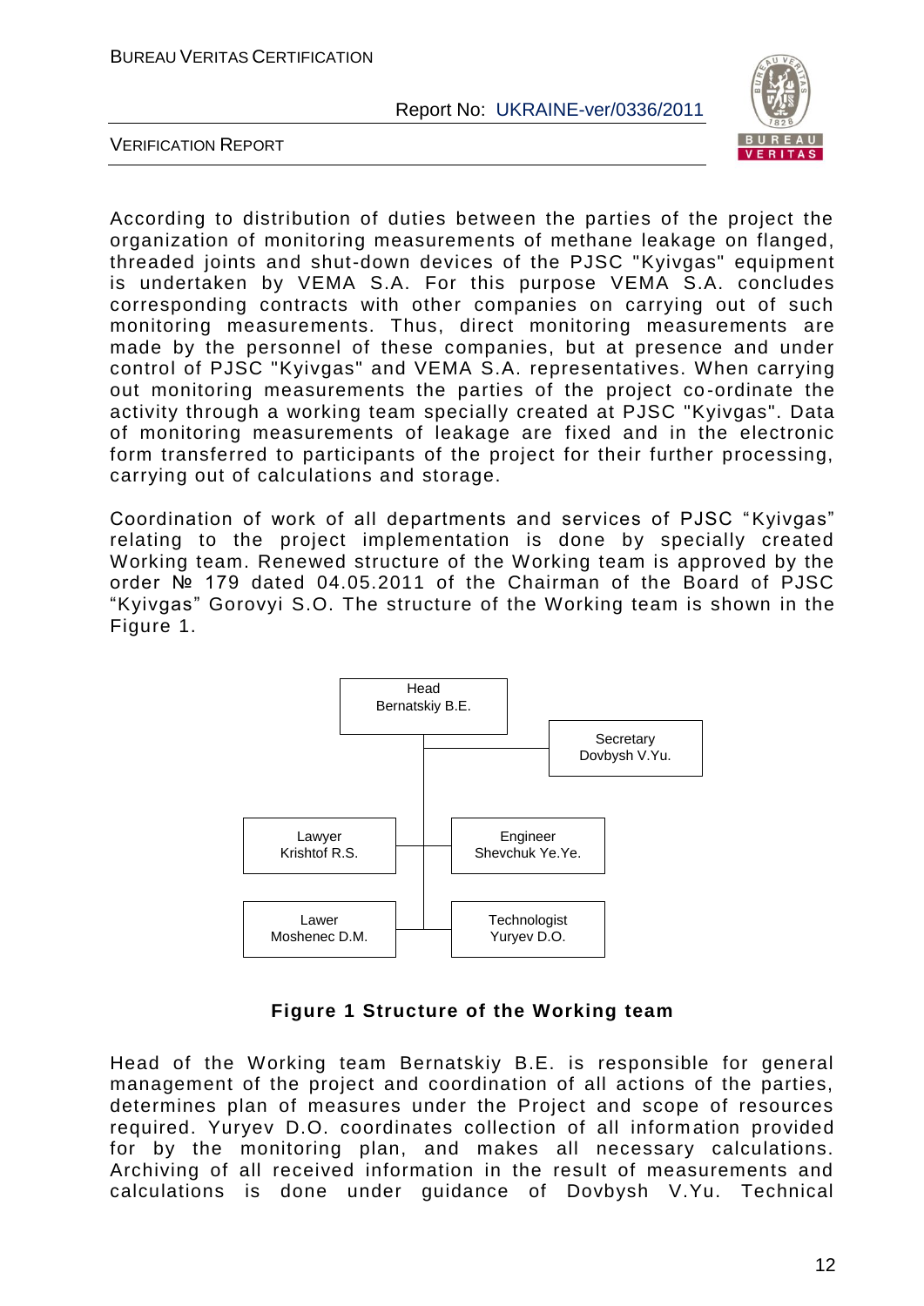According to distribution of duties between the parties of the project the organization of monitoring measurements of methane leakage on flanged, threaded joints and shut-down devices of the PJSC "Kyivgas" equipment is undertaken by VEMA S.A. For this purpose VEMA S.A. concludes corresponding contracts with other companies on carrying out of such monitoring measurements. Thus, direct monitoring measurements are made by the personnel of these companies, but at presence and under control of PJSC "Kyivgas" and VEMA S.A. representatives. When carrying out monitoring measurements the parties of the project co-ordinate the activity through a working team specially created at PJSC "Kyivgas". Data of monitoring measurements of leakage are fixed and in the electronic form transferred to participants of the project for their further processing, carrying out of calculations and storage.

Coordination of work of all departments and services of PJSC “Kyivgas” relating to the project implementation is done by specially created Working team. Renewed structure of the Working team is approved by the order № 179 dated 04.05.2011 of the Chairman of the Board of PJSC “Kyivgas” Gorovyi S.O. The structure of the Working team is shown in the Figure 1.

Head
Bernatskiy B.E.

Secretary
Dovbysh V.Yu.

Lawyer
Krishtof R.S.

Engineer
Shevchuk Ye.Ye.

Lawer
Moshenec D.M.

Technologist
Yuryev D.O.

**Figure 1 Structure of the Working team**

Head of the Working team Bernatskiy B.E. is responsible for general management of the project and coordination of all actions of the parties, determines plan of measures under the Project and scope of resources required. Yuryev D.O. coordinates collection of all information provided for by the monitoring plan, and makes all necessary calculations. Archiving of all received information in the result of measurements and calculations is done under guidance of Dovbysh V.Yu. Technical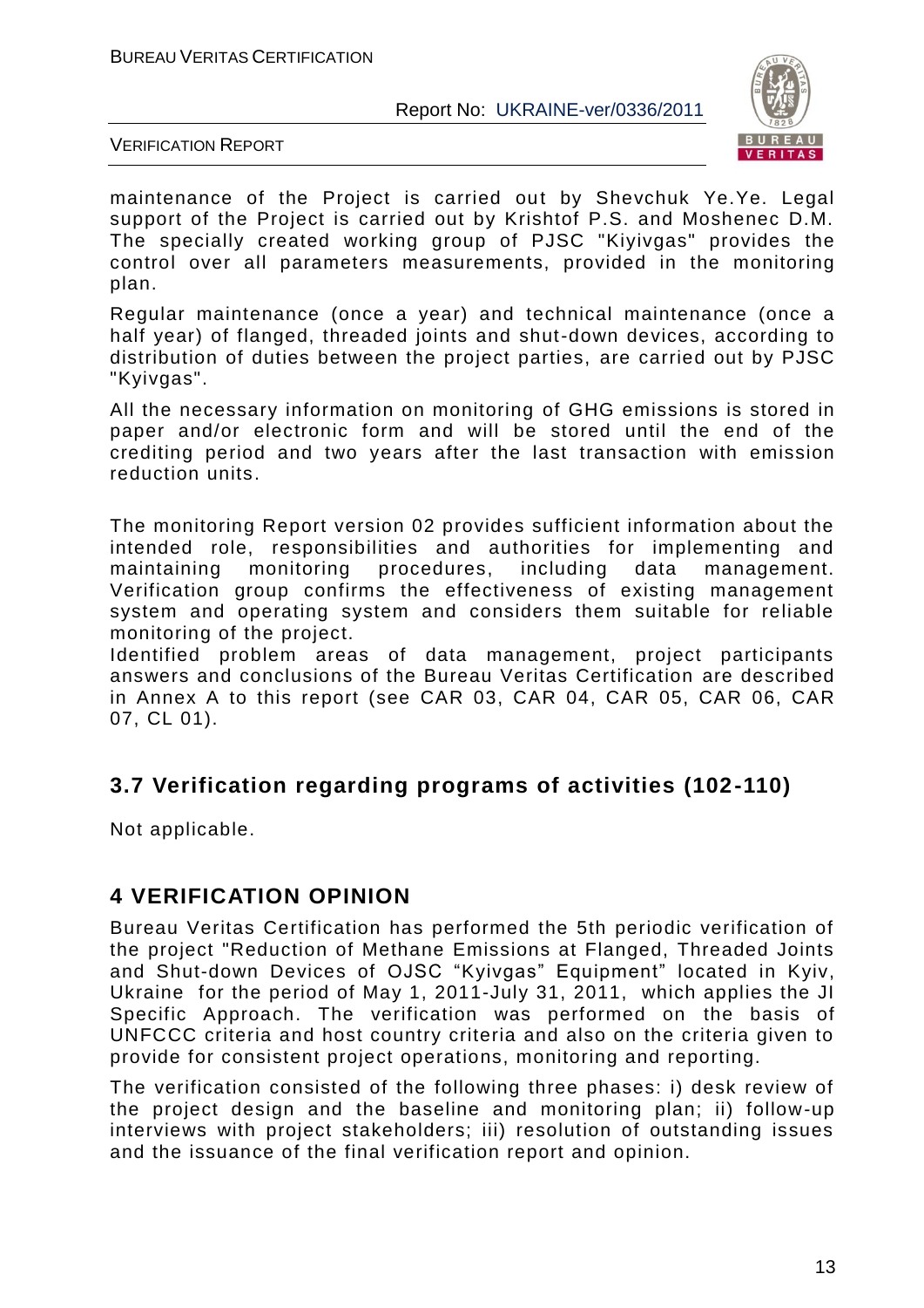maintenance of the Project is carried out by Shevchuk Ye.Ye. Legal support of the Project is carried out by Krishtof P.S. and Moshenec D.M. The specially created working group of PJSC "Kiyivgas" provides the control over all parameters measurements, provided in the monitoring plan.

Regular maintenance (once a year) and technical maintenance (once a half year) of flanged, threaded joints and shut-down devices, according to distribution of duties between the project parties, are carried out by PJSC "Kyivgas".

All the necessary information on monitoring of GHG emissions is stored in paper and/or electronic form and will be stored until the end of the crediting period and two years after the last transaction with emission reduction units.

The monitoring Report version 02 provides sufficient information about the intended role, responsibilities and authorities for implementing and maintaining monitoring procedures, including data management. Verification group confirms the effectiveness of existing management system and operating system and considers them suitable for reliable monitoring of the project.

Identified problem areas of data management, project participants answers and conclusions of the Bureau Veritas Certification are described in Annex A to this report (see CAR 03, CAR 04, CAR 05, CAR 06, CAR 07, CL 01).

## 3.7 Verification regarding programs of activities (102-110)

Not applicable.

# 4 VERIFICATION OPINION

Bureau Veritas Certification has performed the 5th periodic verification of the project "Reduction of Methane Emissions at Flanged, Threaded Joints and Shut-down Devices of OJSC "Kyivgas" Equipment" located in Kyiv, Ukraine for the period of May 1, 2011-July 31, 2011, which applies the JI Specific Approach. The verification was performed on the basis of UNFCCC criteria and host country criteria and also on the criteria given to provide for consistent project operations, monitoring and reporting.

The verification consisted of the following three phases: i) desk review of the project design and the baseline and monitoring plan; ii) follow-up interviews with project stakeholders; iii) resolution of outstanding issues and the issuance of the final verification report and opinion.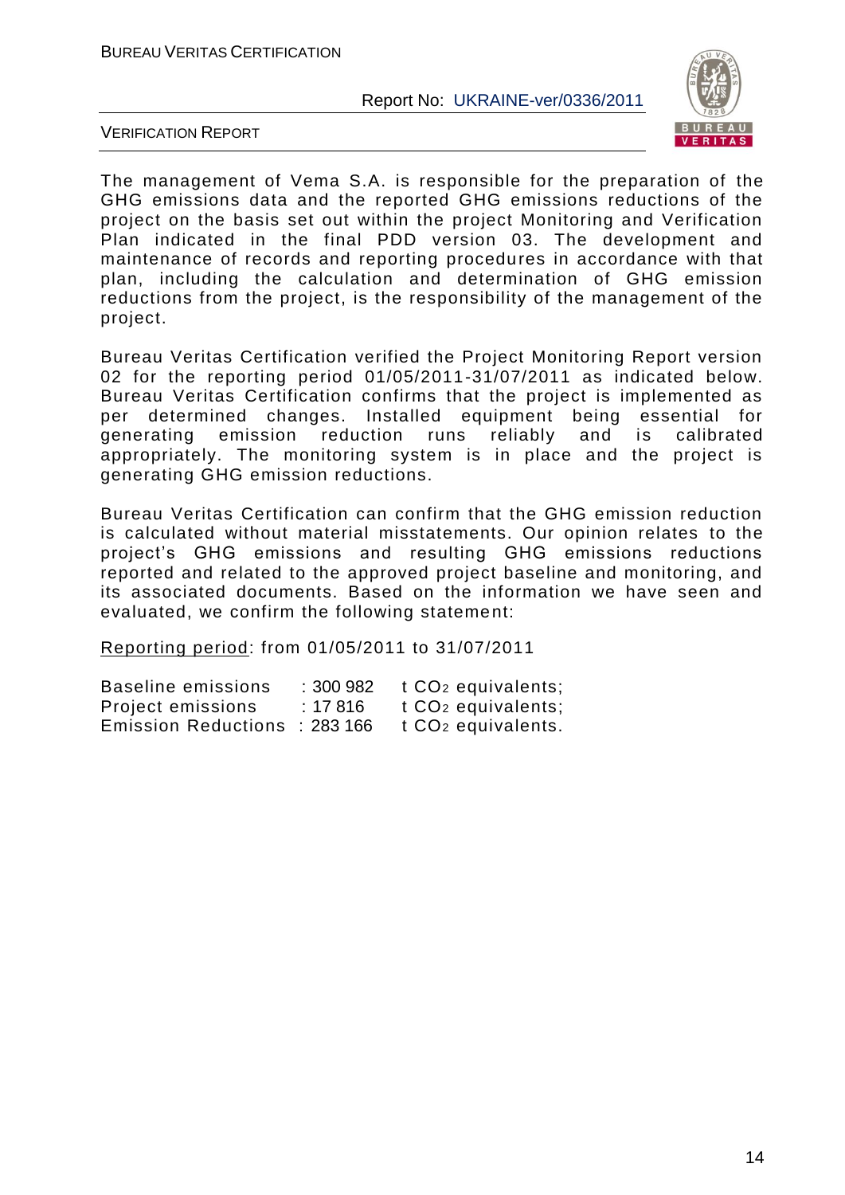The management of Vema S.A. is responsible for the preparation of the GHG emissions data and the reported GHG emissions reductions of the project on the basis set out within the project Monitoring and Verification Plan indicated in the final PDD version 03. The development and maintenance of records and reporting procedures in accordance with that plan, including the calculation and determination of GHG emission reductions from the project, is the responsibility of the management of the project.

Bureau Veritas Certification verified the Project Monitoring Report version 02 for the reporting period 01/05/2011-31/07/2011 as indicated below. Bureau Veritas Certification confirms that the project is implemented as per determined changes. Installed equipment being essential for generating emission reduction runs reliably and is calibrated appropriately. The monitoring system is in place and the project is generating GHG emission reductions.

Bureau Veritas Certification can confirm that the GHG emission reduction is calculated without material misstatements. Our opinion relates to the project's GHG emissions and resulting GHG emissions reductions reported and related to the approved project baseline and monitoring, and its associated documents. Based on the information we have seen and evaluated, we confirm the following statement:

<u>Reporting period</u>: from 01/05/2011 to 31/07/2011

| | | |
|---|---|---|
| Baseline emissions | : 300 982 | t $CO_2$ equivalents; |
| Project emissions | : 17 816 | t $CO_2$ equivalents; |
| Emission Reductions | : 283 166 | t $CO_2$ equivalents. |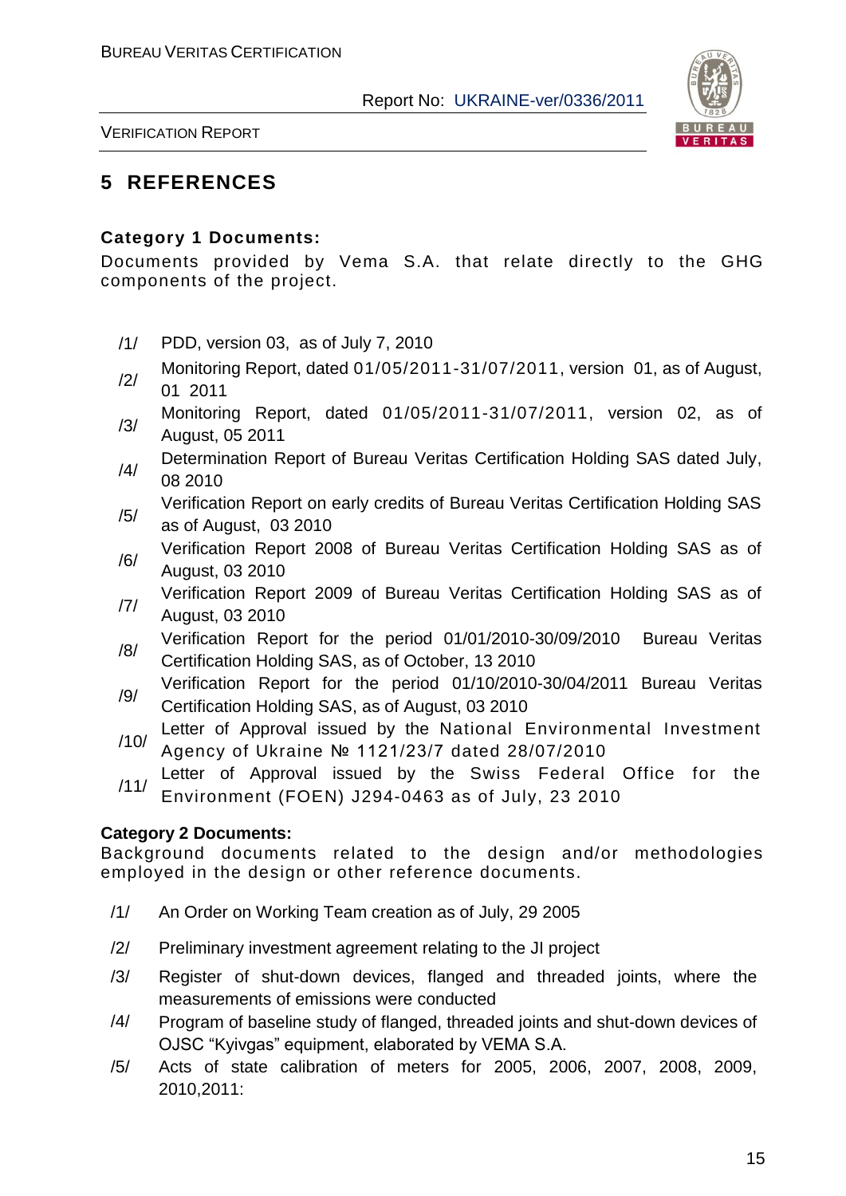# 5 REFERENCES

**Category 1 Documents:**

Documents provided by Vema S.A. that relate directly to the GHG components of the project.

/1/ PDD, version 03, as of July 7, 2010

/2/ Monitoring Report, dated 01/05/2011-31/07/2011, version 01, as of August, 01 2011

/3/ Monitoring Report, dated 01/05/2011-31/07/2011, version 02, as of August, 05 2011

/4/ Determination Report of Bureau Veritas Certification Holding SAS dated July, 08 2010

/5/ Verification Report on early credits of Bureau Veritas Certification Holding SAS as of August, 03 2010

/6/ Verification Report 2008 of Bureau Veritas Certification Holding SAS as of August, 03 2010

/7/ Verification Report 2009 of Bureau Veritas Certification Holding SAS as of August, 03 2010

/8/ Verification Report for the period 01/01/2010-30/09/2010 Bureau Veritas Certification Holding SAS, as of October, 13 2010

/9/ Verification Report for the period 01/10/2010-30/04/2011 Bureau Veritas Certification Holding SAS, as of August, 03 2010

/10/ Letter of Approval issued by the National Environmental Investment Agency of Ukraine № 1121/23/7 dated 28/07/2010

/11/ Letter of Approval issued by the Swiss Federal Office for the Environment (FOEN) J294-0463 as of July, 23 2010

**Category 2 Documents:**

Background documents related to the design and/or methodologies employed in the design or other reference documents.

/1/ An Order on Working Team creation as of July, 29 2005

/2/ Preliminary investment agreement relating to the JI project

/3/ Register of shut-down devices, flanged and threaded joints, where the measurements of emissions were conducted

/4/ Program of baseline study of flanged, threaded joints and shut-down devices of OJSC "Kyivgas" equipment, elaborated by VEMA S.A.

/5/ Acts of state calibration of meters for 2005, 2006, 2007, 2008, 2009, 2010,2011: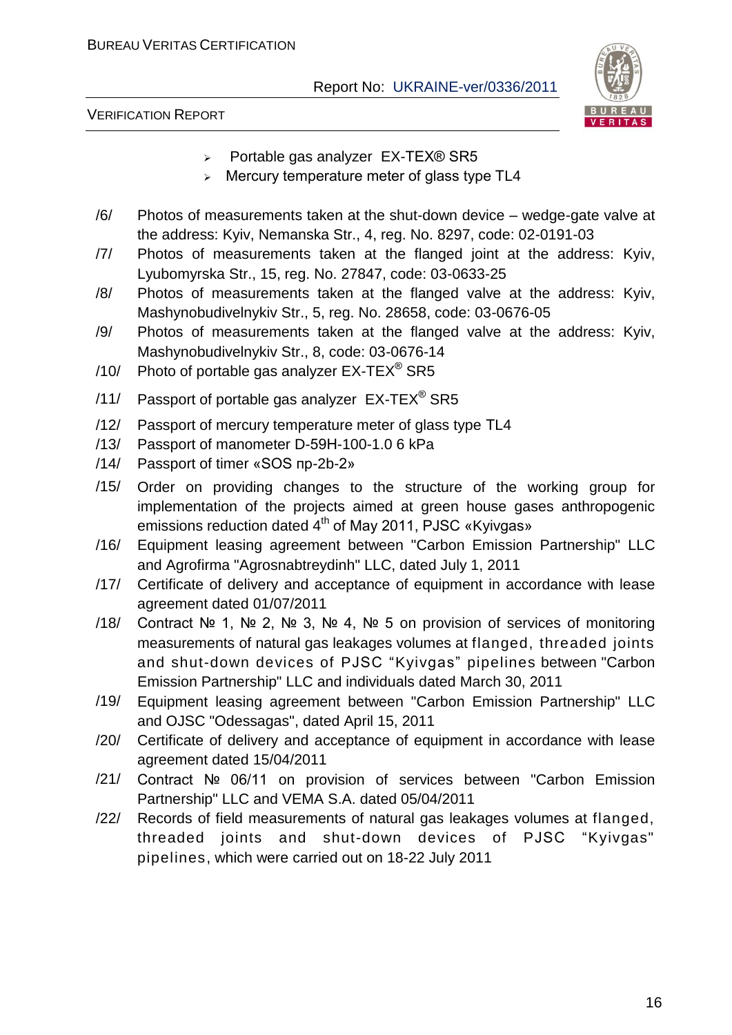- Portable gas analyzer EX-TEX® SR5
- Mercury temperature meter of glass type TL4

/6/ Photos of measurements taken at the shut-down device – wedge-gate valve at the address: Kyiv, Nemanska Str., 4, reg. No. 8297, code: 02-0191-03

/7/ Photos of measurements taken at the flanged joint at the address: Kyiv, Lyubomyrska Str., 15, reg. No. 27847, code: 03-0633-25

/8/ Photos of measurements taken at the flanged valve at the address: Kyiv, Mashynobudivelnykiv Str., 5, reg. No. 28658, code: 03-0676-05

/9/ Photos of measurements taken at the flanged valve at the address: Kyiv, Mashynobudivelnykiv Str., 8, code: 03-0676-14

/10/ Photo of portable gas analyzer EX-TEX® SR5

/11/ Passport of portable gas analyzer EX-TEX® SR5

/12/ Passport of mercury temperature meter of glass type TL4

/13/ Passport of manometer D-59H-100-1.0 6 kPa

/14/ Passport of timer «SOS пр-2b-2»

/15/ Order on providing changes to the structure of the working group for implementation of the projects aimed at green house gases anthropogenic emissions reduction dated 4th of May 2011, PJSC «Kyivgas»

/16/ Equipment leasing agreement between "Carbon Emission Partnership" LLC and Agrofirma "Agrosnabtreydinh" LLC, dated July 1, 2011

/17/ Certificate of delivery and acceptance of equipment in accordance with lease agreement dated 01/07/2011

/18/ Contract № 1, № 2, № 3, № 4, № 5 on provision of services of monitoring measurements of natural gas leakages volumes at flanged, threaded joints and shut-down devices of PJSC "Kyivgas" pipelines between "Carbon Emission Partnership" LLC and individuals dated March 30, 2011

/19/ Equipment leasing agreement between "Carbon Emission Partnership" LLC and OJSC "Odessagas", dated April 15, 2011

/20/ Certificate of delivery and acceptance of equipment in accordance with lease agreement dated 15/04/2011

/21/ Contract № 06/11 on provision of services between "Carbon Emission Partnership" LLC and VEMA S.A. dated 05/04/2011

/22/ Records of field measurements of natural gas leakages volumes at flanged, threaded joints and shut-down devices of PJSC "Kyivgas" pipelines, which were carried out on 18-22 July 2011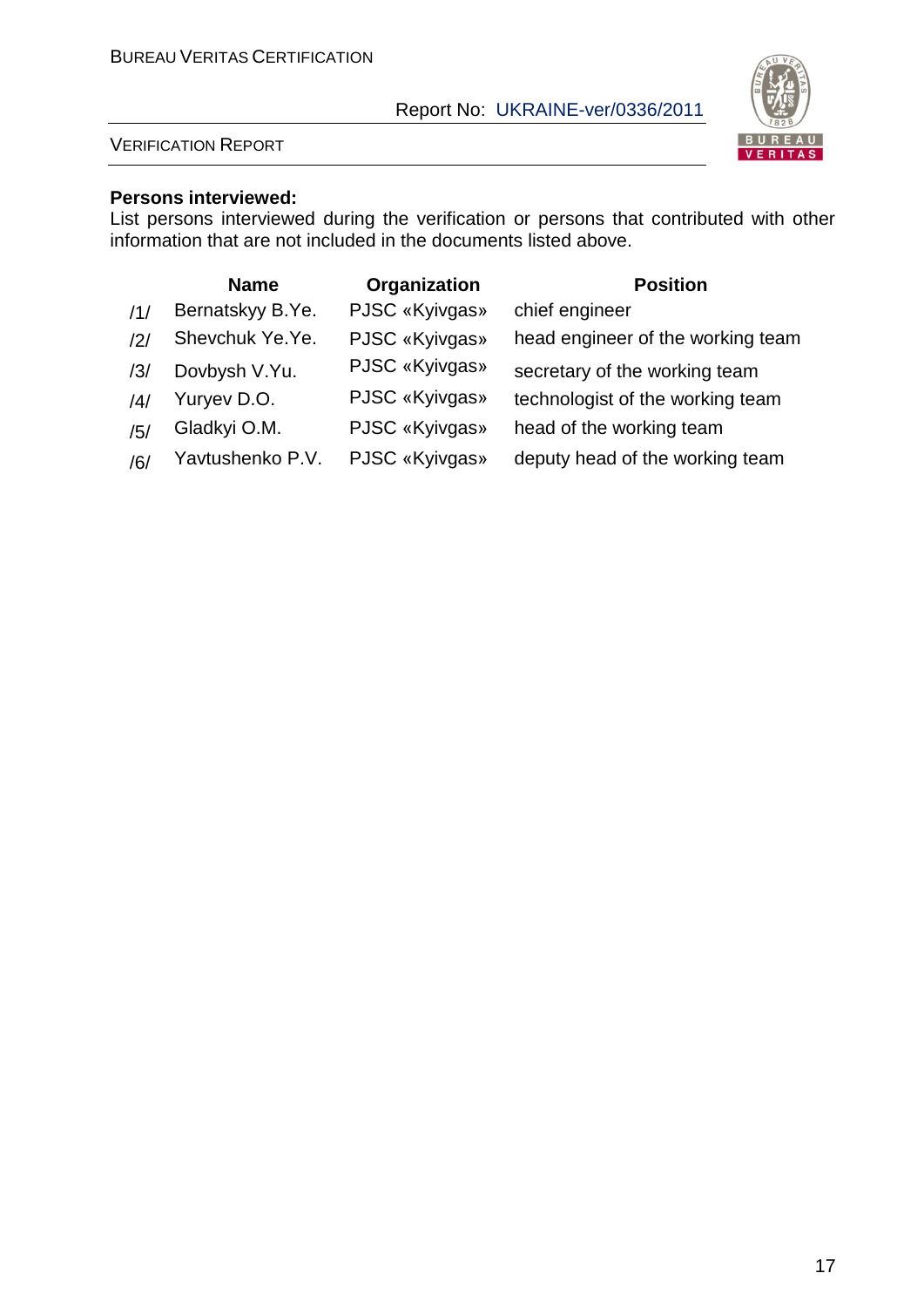**Persons interviewed:**

List persons interviewed during the verification or persons that contributed with other information that are not included in the documents listed above.

| | Name | Organization | Position |
|---|---|---|---|
| /1/ | Bernatskyy B.Ye. | PJSC «Kyivgas» | chief engineer |
| /2/ | Shevchuk Ye.Ye. | PJSC «Kyivgas» | head engineer of the working team |
| /3/ | Dovbysh V.Yu. | PJSC «Kyivgas» | secretary of the working team |
| /4/ | Yuryev D.O. | PJSC «Kyivgas» | technologist of the working team |
| /5/ | Gladkyi O.M. | PJSC «Kyivgas» | head of the working team |
| /6/ | Yavtushenko P.V. | PJSC «Kyivgas» | deputy head of the working team |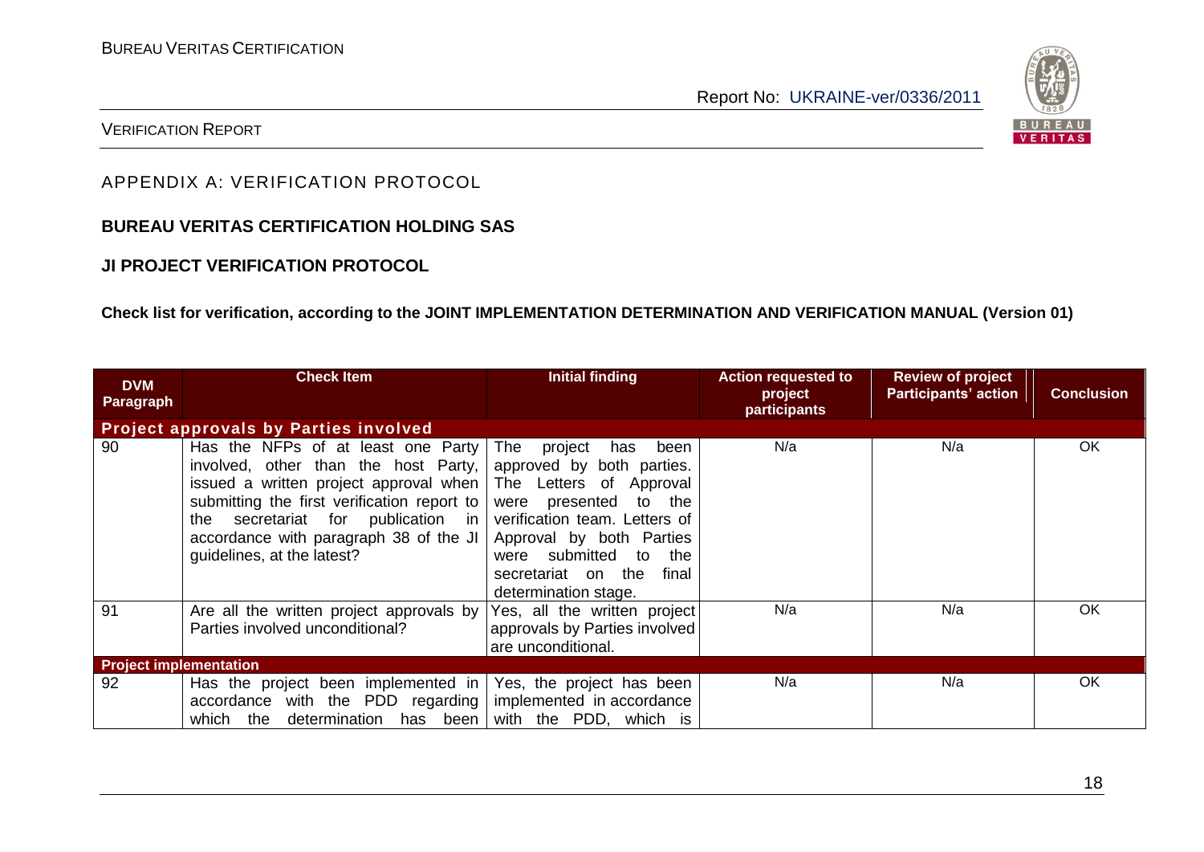## APPENDIX A: VERIFICATION PROTOCOL

**BUREAU VERITAS CERTIFICATION HOLDING SAS**

**JI PROJECT VERIFICATION PROTOCOL**

**Check list for verification, according to the JOINT IMPLEMENTATION DETERMINATION AND VERIFICATION MANUAL (Version 01)**

| DVM Paragraph | Check Item | Initial finding | Action requested to project participants | Review of project Participants' action | Conclusion |
|---|---|---|---|---|---|
| **Project approvals by Parties involved** | | | | | |
| 90 | Has the NFPs of at least one Party involved, other than the host Party, issued a written project approval when submitting the first verification report to the secretariat for publication in accordance with paragraph 38 of the JI guidelines, at the latest? | The project has been approved by both parties. The Letters of Approval were presented to the verification team. Letters of Approval by both Parties were submitted to the secretariat on the final determination stage. | N/a | N/a | OK |
| 91 | Are all the written project approvals by Parties involved unconditional? | Yes, all the written project approvals by Parties involved are unconditional. | N/a | N/a | OK |
| **Project implementation** | | | | | |
| 92 | Has the project been implemented in accordance with the PDD regarding which the determination has been | Yes, the project has been implemented in accordance with the PDD, which is | N/a | N/a | OK |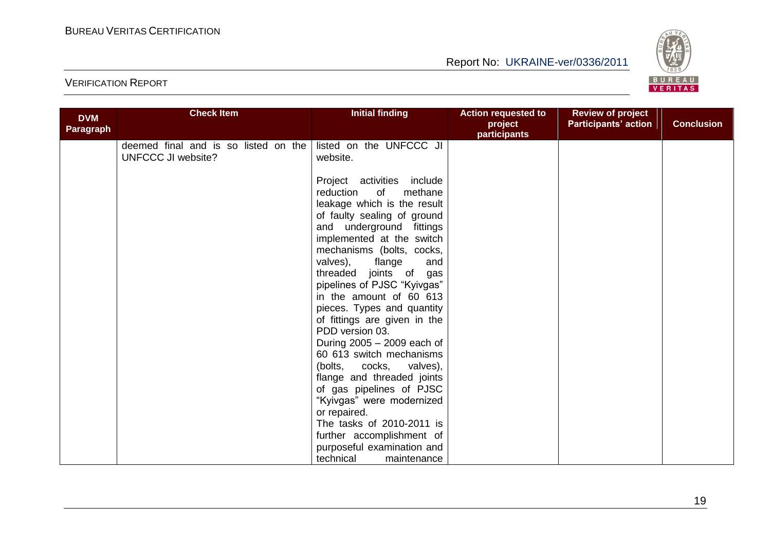| DVM Paragraph | Check Item | Initial finding | Action requested to project participants | Review of project Participants' action | Conclusion |
|---|---|---|---|---|---|
| | deemed final and is so listed on the UNFCCC JI website? | listed on the UNFCCC JI website.<br><br>Project activities include reduction of methane leakage which is the result of faulty sealing of ground and underground fittings implemented at the switch mechanisms (bolts, cocks, valves), flange and threaded joints of gas pipelines of PJSC "Kyivgas" in the amount of 60 613 pieces. Types and quantity of fittings are given in the PDD version 03.<br>During 2005 – 2009 each of 60 613 switch mechanisms (bolts, cocks, valves), flange and threaded joints of gas pipelines of PJSC "Kyivgas" were modernized or repaired.<br>The tasks of 2010-2011 is further accomplishment of purposeful examination and technical maintenance | | | |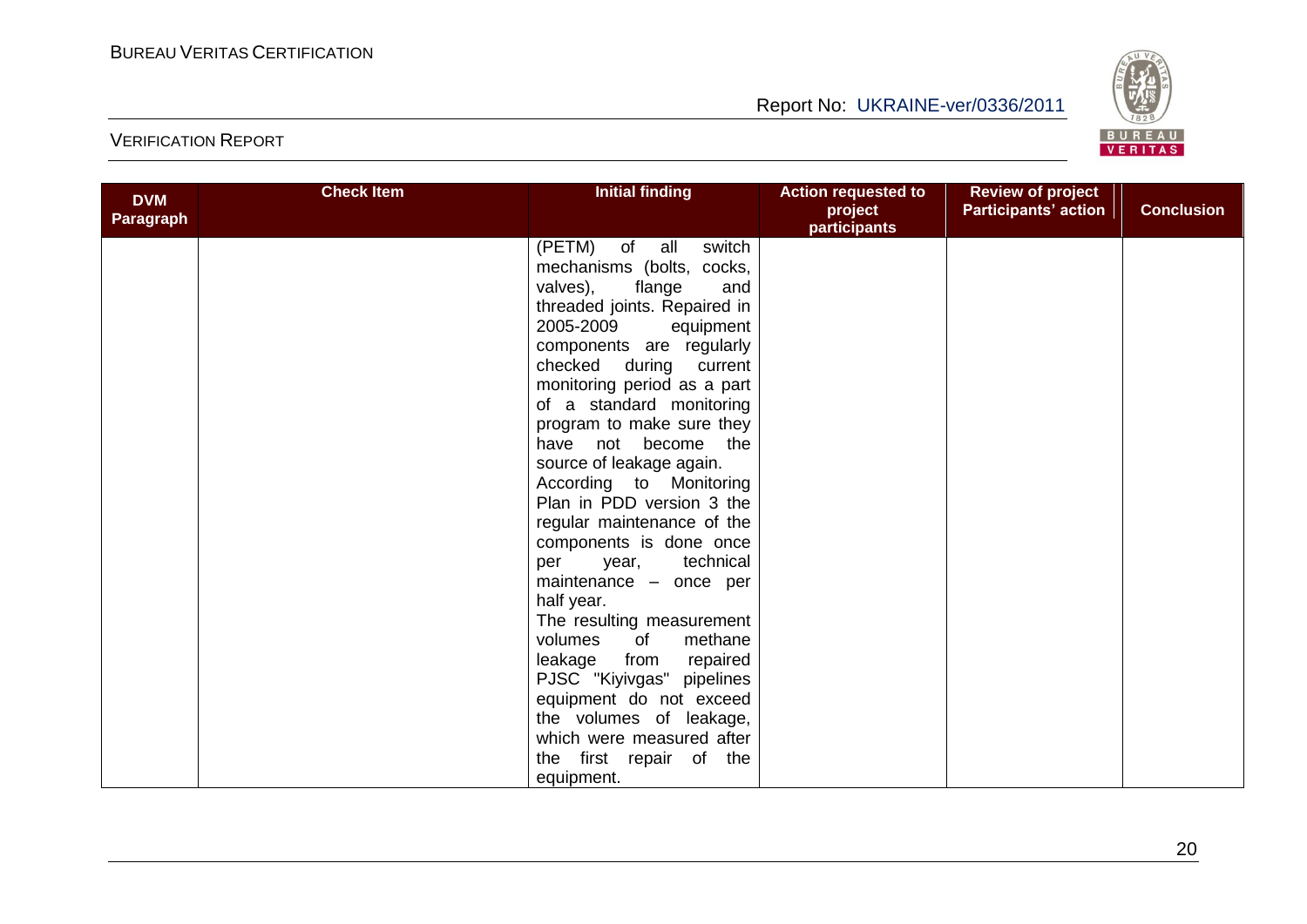| DVM Paragraph | Check Item | Initial finding | Action requested to project participants | Review of project Participants' action | Conclusion |
| --- | --- | --- | --- | --- | --- |
| | | (PETM) of all switch mechanisms (bolts, cocks, valves), flange and threaded joints. Repaired in 2005-2009 equipment components are regularly checked during current monitoring period as a part of a standard monitoring program to make sure they have not become the source of leakage again. According to Monitoring Plan in PDD version 3 the regular maintenance of the components is done once per year, technical maintenance – once per half year. The resulting measurement volumes of methane leakage from repaired PJSC "Kiyivgas" pipelines equipment do not exceed the volumes of leakage, which were measured after the first repair of the equipment. | | | |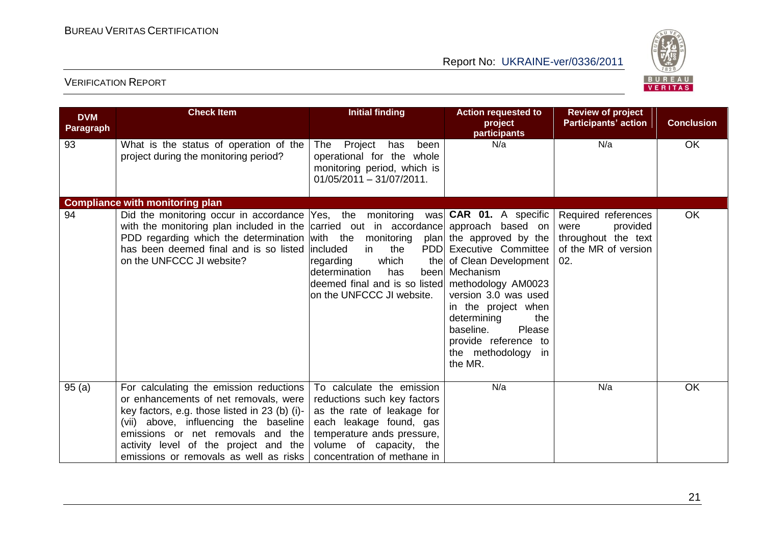| DVM Paragraph | Check Item | Initial finding | Action requested to project participants | Review of project Participants' action | Conclusion |
|---|---|---|---|---|---|
| 93 | What is the status of operation of the project during the monitoring period? | The Project has been operational for the whole monitoring period, which is 01/05/2011 – 31/07/2011. | N/a | N/a | OK |
| **Compliance with monitoring plan** | | | | | |
| 94 | Did the monitoring occur in accordance with the monitoring plan included in the PDD regarding which the determination has been deemed final and is so listed on the UNFCCC JI website? | Yes, the monitoring was carried out in accordance with the monitoring plan included in the PDD regarding which the determination has been deemed final and is so listed on the UNFCCC JI website. | **CAR 01.** A specific approach based on the approved by the Executive Committee of Clean Development Mechanism methodology AM0023 version 3.0 was used in the project when determining the baseline. Please provide reference to the methodology in the MR. | Required references were provided throughout the text of the MR of version 02. | OK |
| 95 (a) | For calculating the emission reductions or enhancements of net removals, were key factors, e.g. those listed in 23 (b) (i)-(vii) above, influencing the baseline emissions or net removals and the activity level of the project and the emissions or removals as well as risks | To calculate the emission reductions such key factors as the rate of leakage for each leakage found, gas temperature and pressure, volume of capacity, the concentration of methane in | N/a | N/a | OK |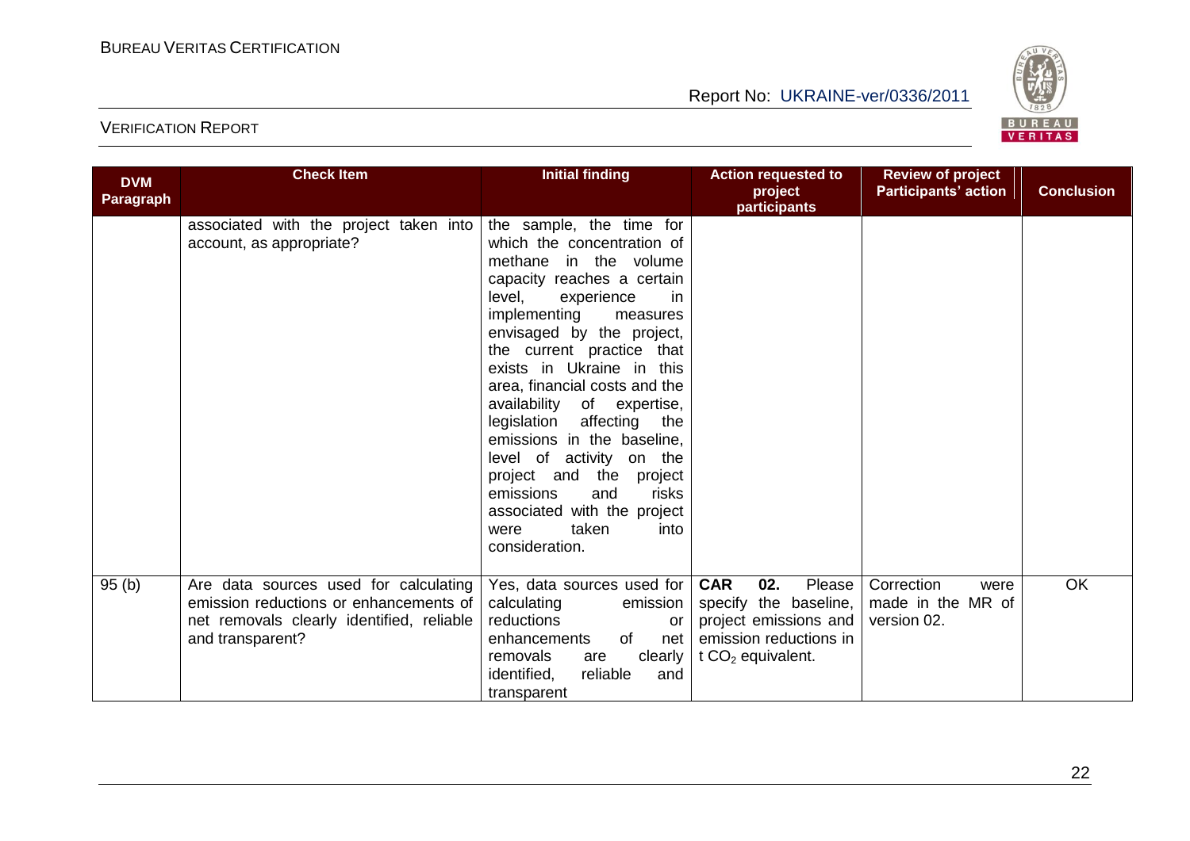| DVM Paragraph | Check Item | Initial finding | Action requested to project participants | Review of project Participants' action | Conclusion |
|---|---|---|---|---|---|
| | associated with the project taken into account, as appropriate? | the sample, the time for which the concentration of methane in the volume capacity reaches a certain level, experience in implementing measures envisaged by the project, the current practice that exists in Ukraine in this area, financial costs and the availability of expertise, legislation affecting the emissions in the baseline, level of activity on the project and the project emissions and risks associated with the project were taken into consideration. | | | |
| 95 (b) | Are data sources used for calculating emission reductions or enhancements of net removals clearly identified, reliable and transparent? | Yes, data sources used for calculating emission reductions or enhancements of net removals are clearly identified, reliable and transparent | **CAR 02.** Please specify the baseline, project emissions and emission reductions in t $CO_2$ equivalent. | Correction were made in the MR of version 02. | OK |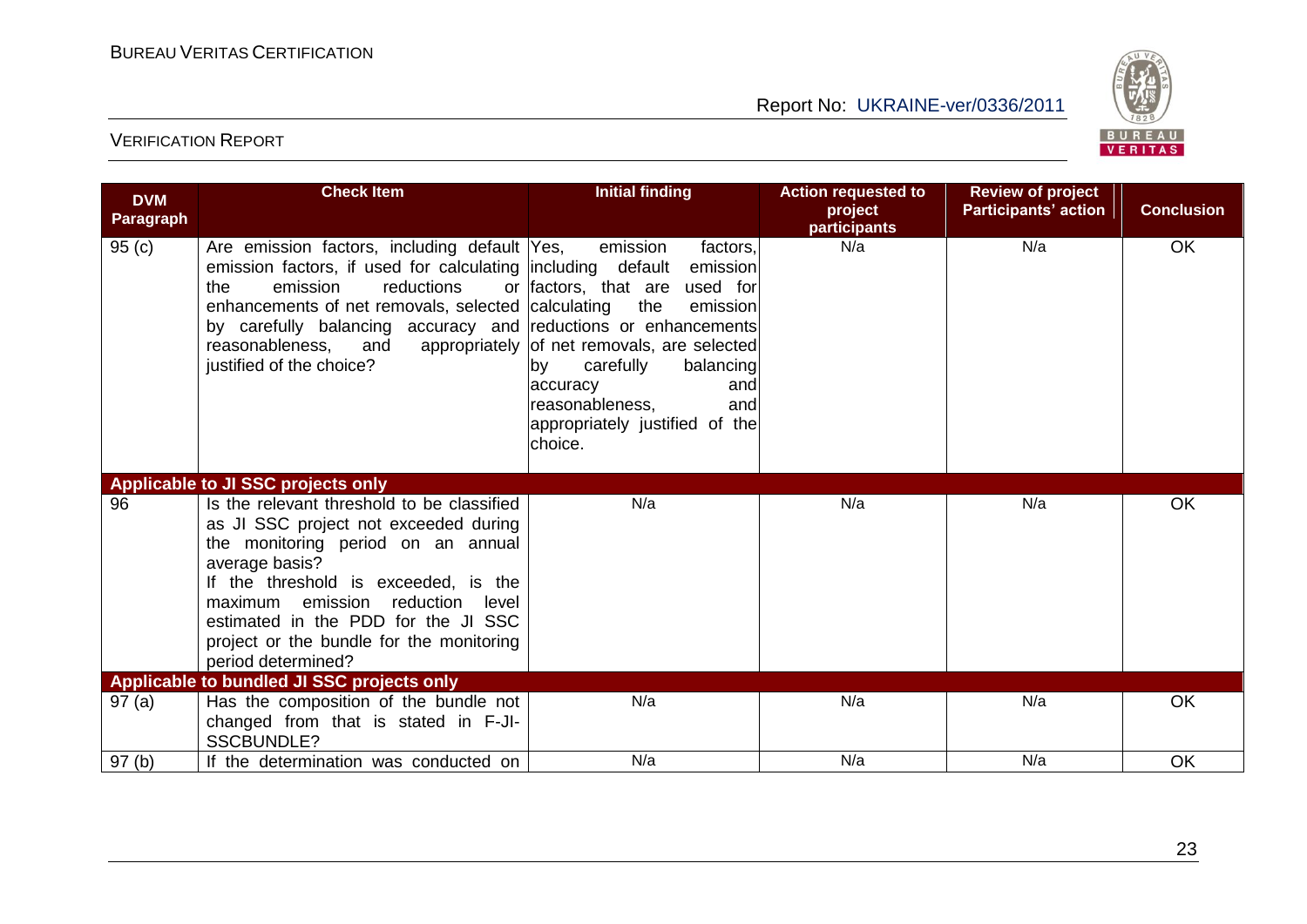| DVM Paragraph | Check Item | Initial finding | Action requested to project participants | Review of project Participants' action | Conclusion |
|---|---|---|---|---|---|
| 95 (c) | Are emission factors, including default emission factors, if used for calculating the emission reductions or enhancements of net removals, selected by carefully balancing accuracy and reasonableness, and appropriately justified of the choice? | Yes, emission factors, including default emission factors, that are used for calculating the emission reductions or enhancements of net removals, are selected by carefully balancing accuracy and reasonableness, and appropriately justified of the choice. | N/a | N/a | OK |
| **Applicable to JI SSC projects only** | | | | | |
| 96 | Is the relevant threshold to be classified as JI SSC project not exceeded during the monitoring period on an annual average basis?<br>If the threshold is exceeded, is the maximum emission reduction level estimated in the PDD for the JI SSC project or the bundle for the monitoring period determined? | N/a | N/a | N/a | OK |
| **Applicable to bundled JI SSC projects only** | | | | | |
| 97 (a) | Has the composition of the bundle not changed from that is stated in F-JI-SSCBUNDLE? | N/a | N/a | N/a | OK |
| 97 (b) | If the determination was conducted on | N/a | N/a | N/a | OK |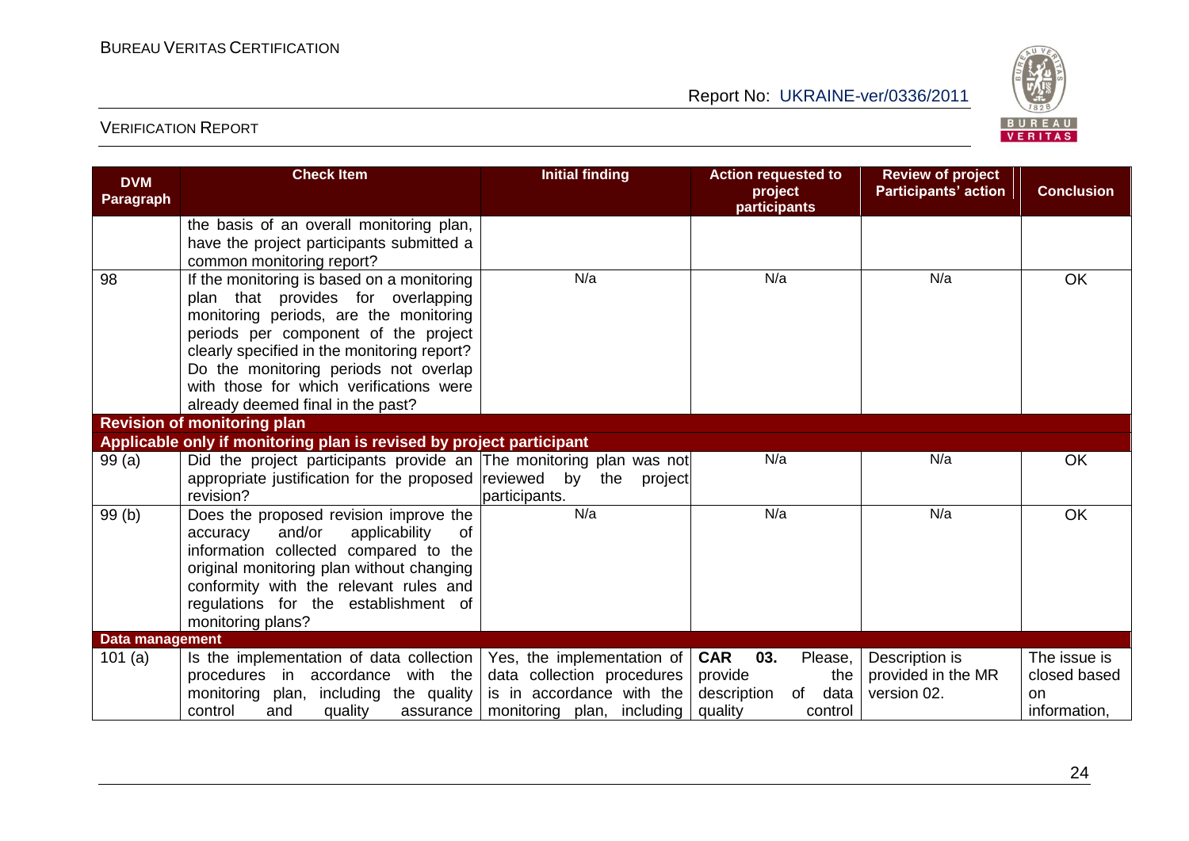| DVM Paragraph | Check Item | Initial finding | Action requested to project participants | Review of project Participants' action | Conclusion |
|---|---|---|---|---|---|
| | the basis of an overall monitoring plan, have the project participants submitted a common monitoring report? | | | | |
| 98 | If the monitoring is based on a monitoring plan that provides for overlapping monitoring periods, are the monitoring periods per component of the project clearly specified in the monitoring report? Do the monitoring periods not overlap with those for which verifications were already deemed final in the past? | N/a | N/a | N/a | OK |
| **Revision of monitoring plan** | | | | | |
| **Applicable only if monitoring plan is revised by project participant** | | | | | |
| 99 (a) | Did the project participants provide an appropriate justification for the proposed revision? | The monitoring plan was not reviewed by the project participants. | N/a | N/a | OK |
| 99 (b) | Does the proposed revision improve the accuracy and/or applicability of information collected compared to the original monitoring plan without changing conformity with the relevant rules and regulations for the establishment of monitoring plans? | N/a | N/a | N/a | OK |
| **Data management** | | | | | |
| 101 (a) | Is the implementation of data collection procedures in accordance with the monitoring plan, including the quality control and quality assurance | Yes, the implementation of data collection procedures is in accordance with the monitoring plan, including | **CAR 03.** Please, provide the description of data quality control | Description is provided in the MR version 02. | The issue is closed based on information, |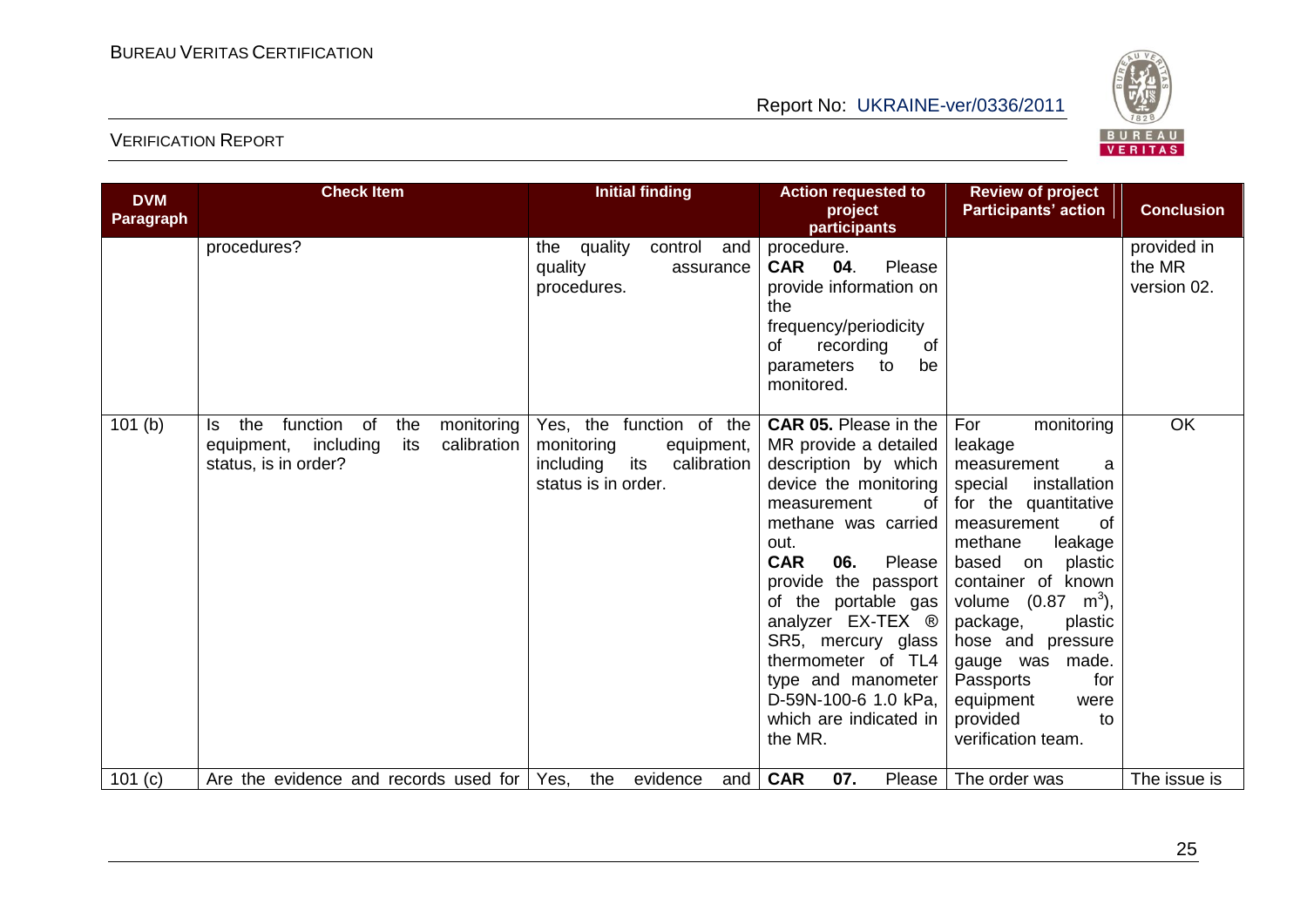| DVM Paragraph | Check Item | Initial finding | Action requested to project participants | Review of project Participants' action | Conclusion |
|---|---|---|---|---|---|
| | procedures? | the quality control and quality assurance procedures. | procedure. **CAR 04**. Please provide information on the frequency/periodicity of recording of parameters to be monitored. | | provided in the MR version 02. |
| 101 (b) | Is the function of the monitoring equipment, including its calibration status, is in order? | Yes, the function of the monitoring equipment, including its calibration status is in order. | **CAR 05.** Please in the MR provide a detailed description by which device the monitoring measurement of methane was carried out. **CAR 06.** Please provide the passport of the portable gas analyzer EX-TEX ® SR5, mercury glass thermometer of TL4 type and manometer D-59N-100-6 1.0 kPa, which are indicated in the MR. | For monitoring leakage measurement a special installation for the quantitative measurement of methane leakage based on plastic container of known volume (0.87 $m^3$), package, plastic hose and pressure gauge was made. Passports for equipment were provided to verification team. | OK |
| 101 (c) | Are the evidence and records used for | Yes, the evidence and | **CAR 07.** Please | The order was | The issue is |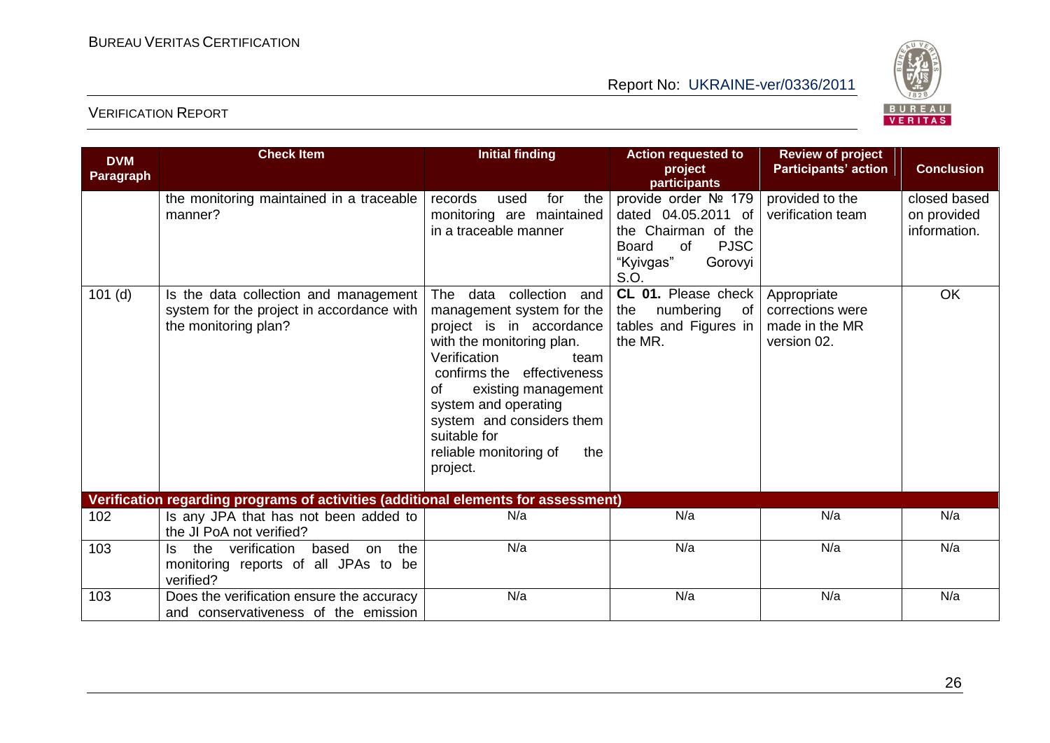| DVM Paragraph | Check Item | Initial finding | Action requested to project participants | Review of project Participants' action | Conclusion |
|---|---|---|---|---|---|
| | the monitoring maintained in a traceable manner? | records used for the monitoring are maintained in a traceable manner | provide order № 179 dated 04.05.2011 of the Chairman of the Board of PJSC "Kyivgas" Gorovyi S.O. | provided to the verification team | closed based on provided information. |
| 101 (d) | Is the data collection and management system for the project in accordance with the monitoring plan? | The data collection and management system for the project is in accordance with the monitoring plan. Verification team confirms the effectiveness of existing management system and operating system and considers them suitable for reliable monitoring of the project. | **CL 01.** Please check the numbering of tables and Figures in the MR. | Appropriate corrections were made in the MR version 02. | OK |
| **Verification regarding programs of activities (additional elements for assessment)** | | | | | |
| 102 | Is any JPA that has not been added to the JI PoA not verified? | N/a | N/a | N/a | N/a |
| 103 | Is the verification based on the monitoring reports of all JPAs to be verified? | N/a | N/a | N/a | N/a |
| 103 | Does the verification ensure the accuracy and conservativeness of the emission | N/a | N/a | N/a | N/a |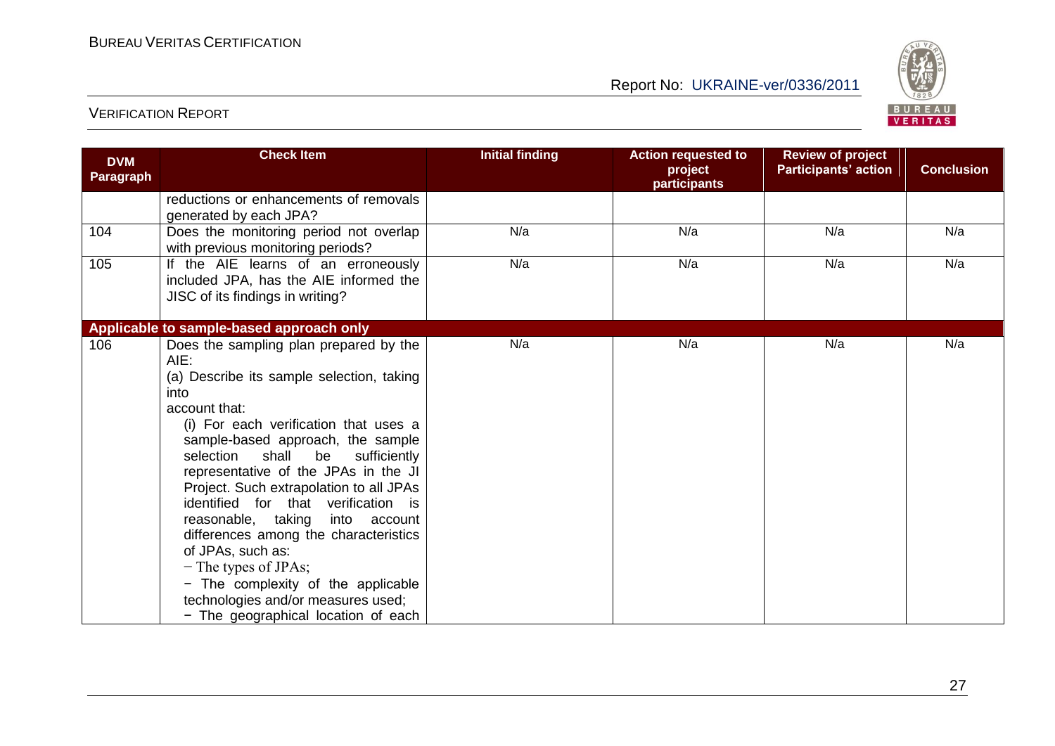| DVM Paragraph | Check Item | Initial finding | Action requested to project participants | Review of project Participants' action | Conclusion |
|---|---|---|---|---|---|
| | reductions or enhancements of removals generated by each JPA? | | | | |
| 104 | Does the monitoring period not overlap with previous monitoring periods? | N/a | N/a | N/a | N/a |
| 105 | If the AIE learns of an erroneously included JPA, has the AIE informed the JISC of its findings in writing? | N/a | N/a | N/a | N/a |
| **Applicable to sample-based approach only** | | | | | |
| 106 | Does the sampling plan prepared by the AIE:<br>(a) Describe its sample selection, taking into account that:<br>(i) For each verification that uses a sample-based approach, the sample selection shall be sufficiently representative of the JPAs in the JI Project. Such extrapolation to all JPAs identified for that verification is reasonable, taking into account differences among the characteristics of JPAs, such as:<br>− The types of JPAs;<br>− The complexity of the applicable technologies and/or measures used;<br>− The geographical location of each | N/a | N/a | N/a | N/a |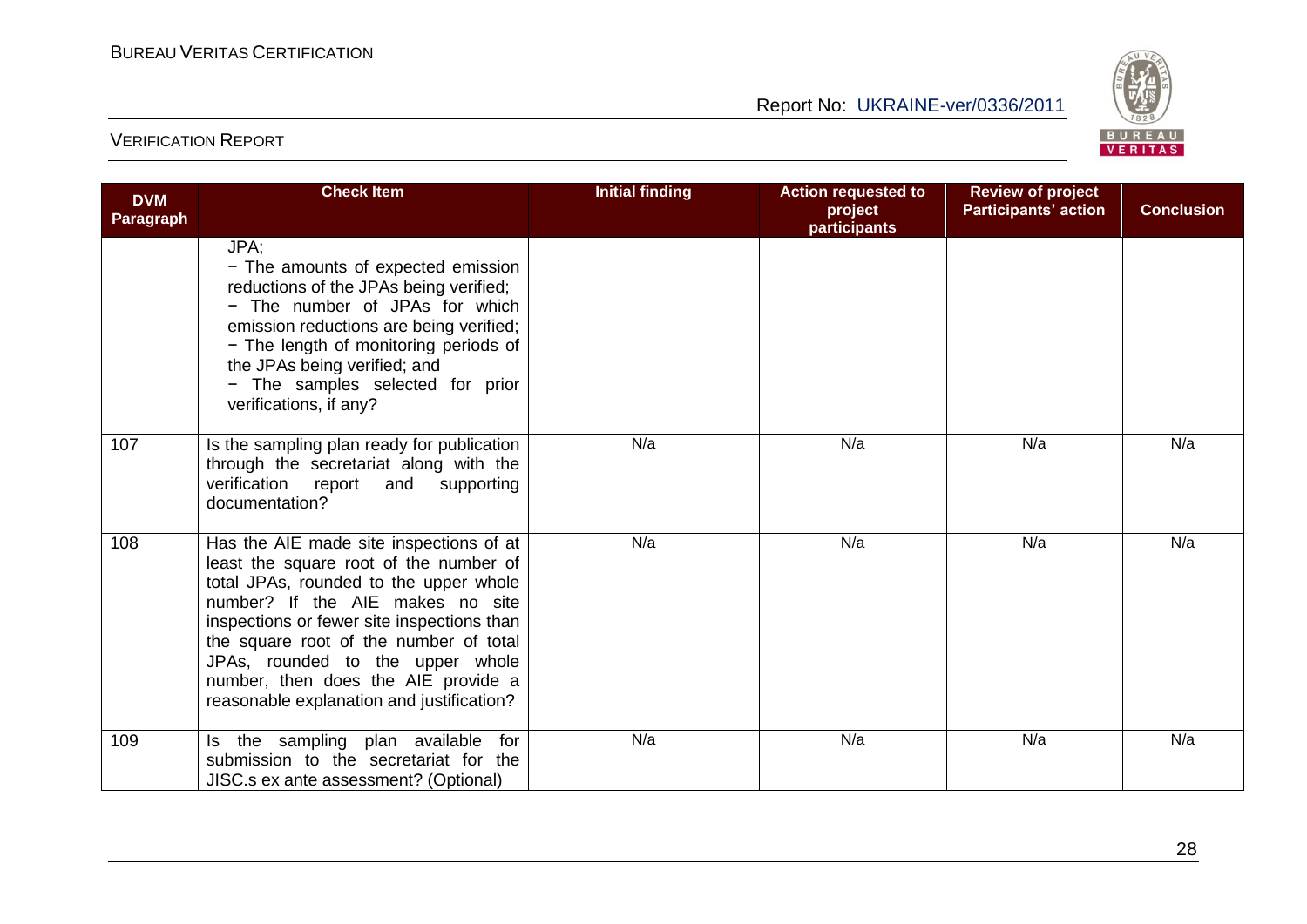| DVM Paragraph | Check Item | Initial finding | Action requested to project participants | Review of project Participants' action | Conclusion |
|---|---|---|---|---|---|
| | JPA;<br>− The amounts of expected emission reductions of the JPAs being verified;<br>− The number of JPAs for which emission reductions are being verified;<br>− The length of monitoring periods of the JPAs being verified; and<br>− The samples selected for prior verifications, if any? | | | | |
| 107 | Is the sampling plan ready for publication through the secretariat along with the verification report and supporting documentation? | N/a | N/a | N/a | N/a |
| 108 | Has the AIE made site inspections of at least the square root of the number of total JPAs, rounded to the upper whole number? If the AIE makes no site inspections or fewer site inspections than the square root of the number of total JPAs, rounded to the upper whole number, then does the AIE provide a reasonable explanation and justification? | N/a | N/a | N/a | N/a |
| 109 | Is the sampling plan available for submission to the secretariat for the JISC.s ex ante assessment? (Optional) | N/a | N/a | N/a | N/a |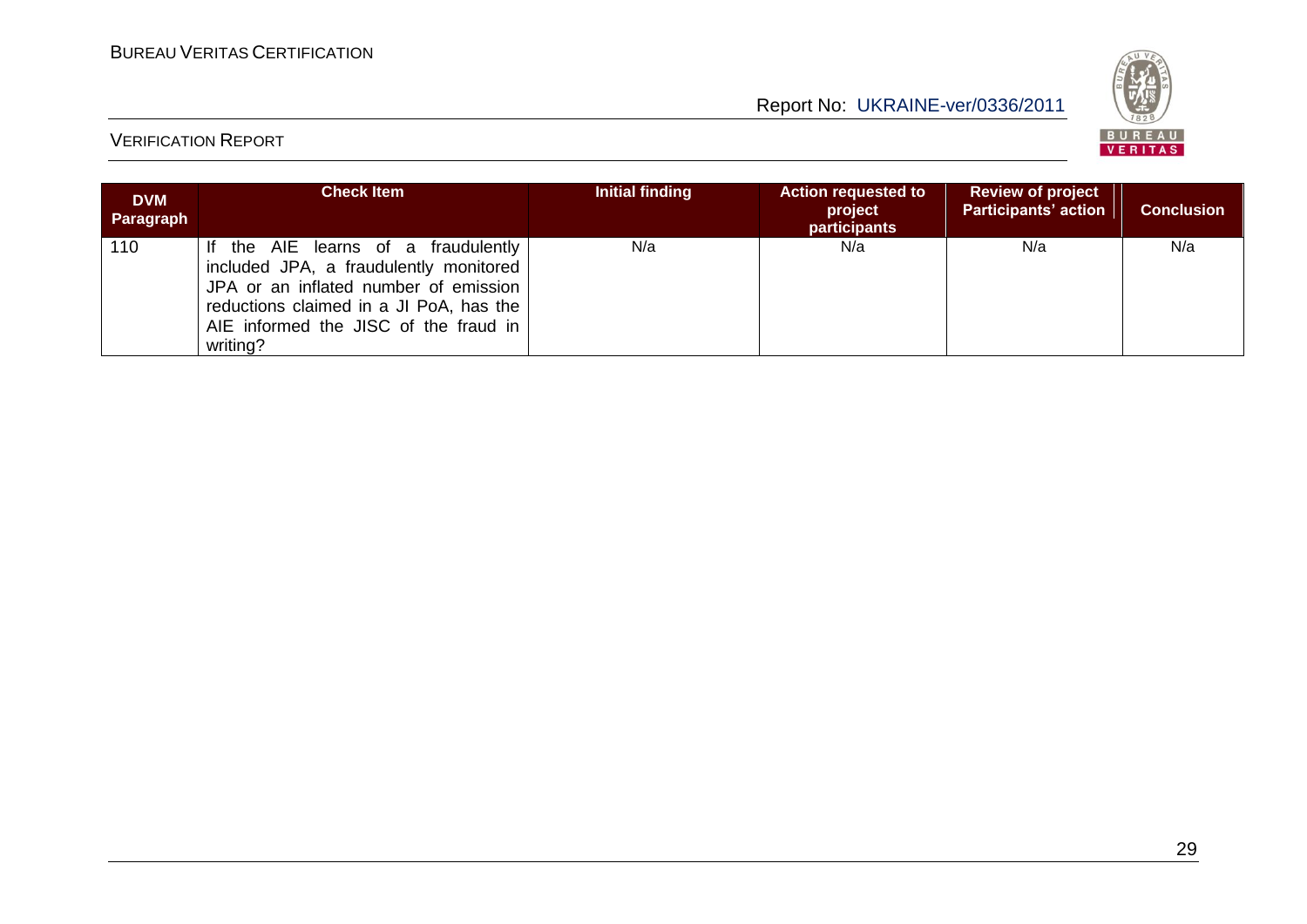| DVM Paragraph | Check Item | Initial finding | Action requested to project participants | Review of project Participants' action | Conclusion |
|---|---|---|---|---|---|
| 110 | If the AIE learns of a fraudulently included JPA, a fraudulently monitored JPA or an inflated number of emission reductions claimed in a JI PoA, has the AIE informed the JISC of the fraud in writing? | N/a | N/a | N/a | N/a |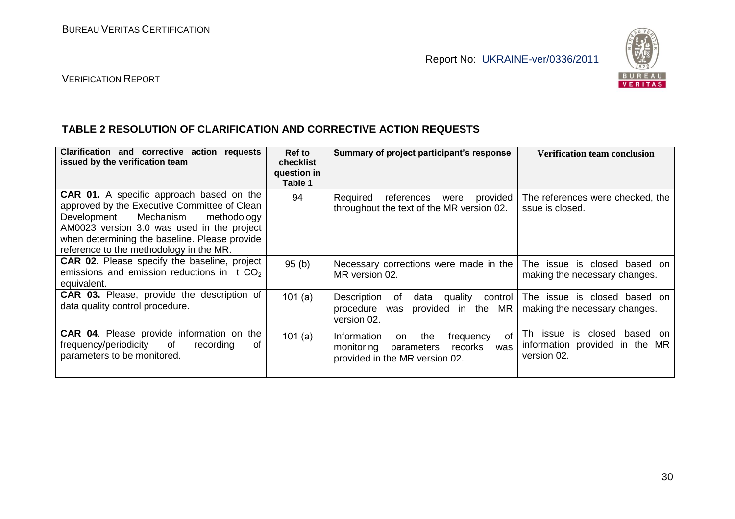## TABLE 2 RESOLUTION OF CLARIFICATION AND CORRECTIVE ACTION REQUESTS

| Clarification and corrective action requests issued by the verification team | Ref to checklist question in Table 1 | Summary of project participant's response | Verification team conclusion |
|---|---|---|---|
| **CAR 01.** A specific approach based on the approved by the Executive Committee of Clean Development Mechanism methodology AM0023 version 3.0 was used in the project when determining the baseline. Please provide reference to the methodology in the MR. | 94 | Required references were provided throughout the text of the MR version 02. | The references were checked, the ssue is closed. |
| **CAR 02.** Please specify the baseline, project emissions and emission reductions in t $CO_2$ equivalent. | 95 (b) | Necessary corrections were made in the MR version 02. | The issue is closed based on making the necessary changes. |
| **CAR 03.** Please, provide the description of data quality control procedure. | 101 (a) | Description of data quality control procedure was provided in the MR version 02. | The issue is closed based on making the necessary changes. |
| **CAR 04**. Please provide information on the frequency/periodicity of recording of parameters to be monitored. | 101 (a) | Information on the frequency of monitoring parameters recorks was provided in the MR version 02. | Th issue is closed based on information provided in the MR version 02. |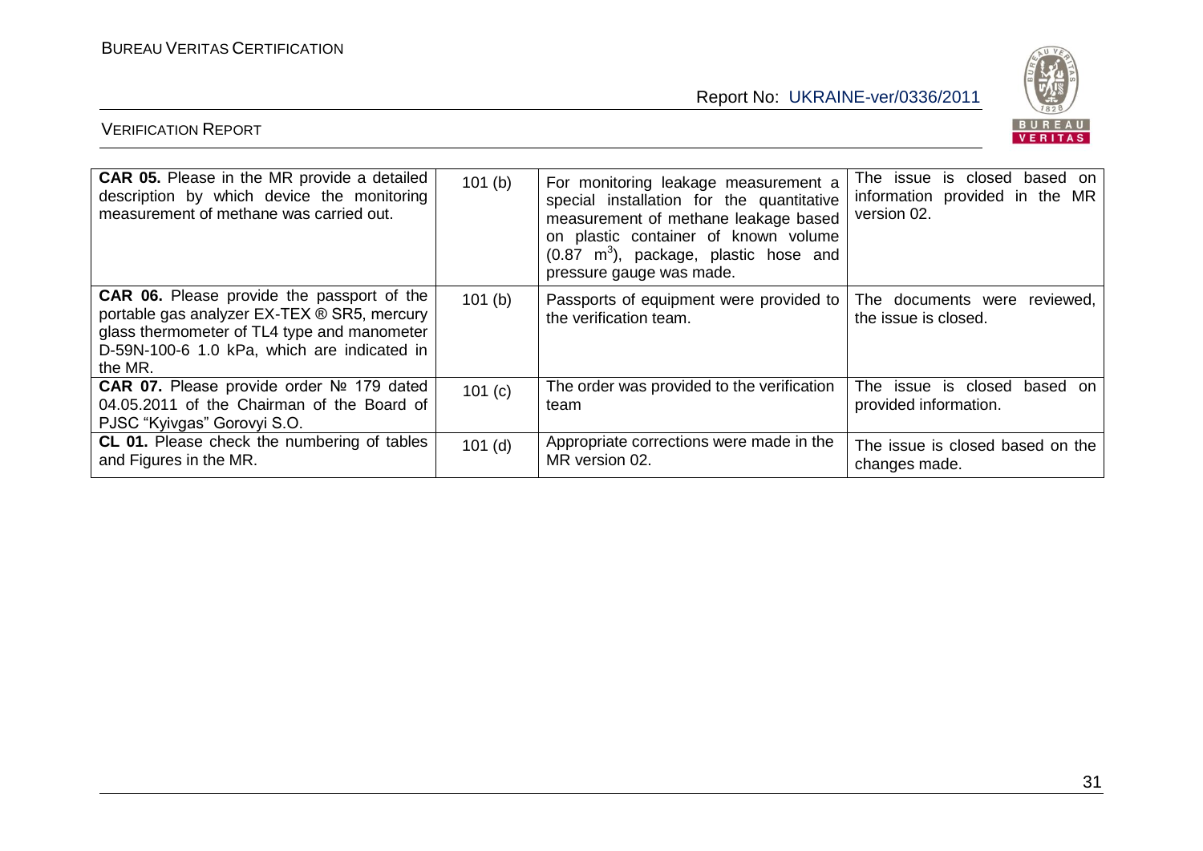| | | | |
|---|---|---|---|
| **CAR 05.** Please in the MR provide a detailed description by which device the monitoring measurement of methane was carried out. | 101 (b) | For monitoring leakage measurement a special installation for the quantitative measurement of methane leakage based on plastic container of known volume (0.87 $m^3$), package, plastic hose and pressure gauge was made. | The issue is closed based on information provided in the MR version 02. |
| **CAR 06.** Please provide the passport of the portable gas analyzer EX-TEX ® SR5, mercury glass thermometer of TL4 type and manometer D-59N-100-6 1.0 kPa, which are indicated in the MR. | 101 (b) | Passports of equipment were provided to the verification team. | The documents were reviewed, the issue is closed. |
| **CAR 07.** Please provide order № 179 dated 04.05.2011 of the Chairman of the Board of PJSC "Kyivgas" Gorovyi S.O. | 101 (c) | The order was provided to the verification team | The issue is closed based on provided information. |
| **CL 01.** Please check the numbering of tables and Figures in the MR. | 101 (d) | Appropriate corrections were made in the MR version 02. | The issue is closed based on the changes made. |